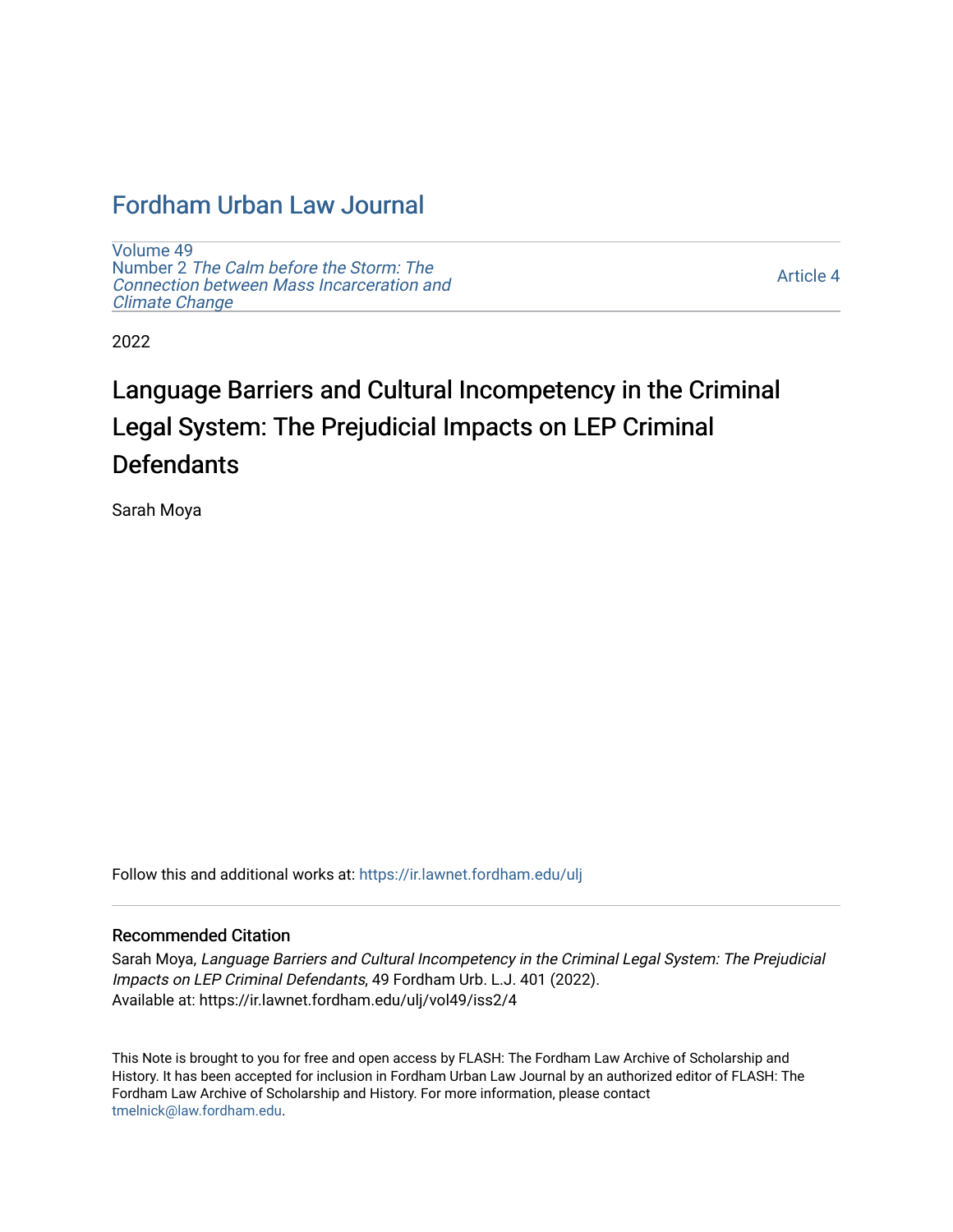# Fordham Urban Law Journal

Volume 49
Number 2 *The Calm before the Storm: The Connection between Mass Incarceration and Climate Change*

Article 4

2022

## Language Barriers and Cultural Incompetency in the Criminal Legal System: The Prejudicial Impacts on LEP Criminal Defendants

Sarah Moya

Follow this and additional works at: https://ir.lawnet.fordham.edu/ulj

### Recommended Citation

Sarah Moya, *Language Barriers and Cultural Incompetency in the Criminal Legal System: The Prejudicial Impacts on LEP Criminal Defendants*, 49 Fordham Urb. L.J. 401 (2022).
Available at: https://ir.lawnet.fordham.edu/ulj/vol49/iss2/4

This Note is brought to you for free and open access by FLASH: The Fordham Law Archive of Scholarship and History. It has been accepted for inclusion in Fordham Urban Law Journal by an authorized editor of FLASH: The Fordham Law Archive of Scholarship and History. For more information, please contact tmelnick@law.fordham.edu.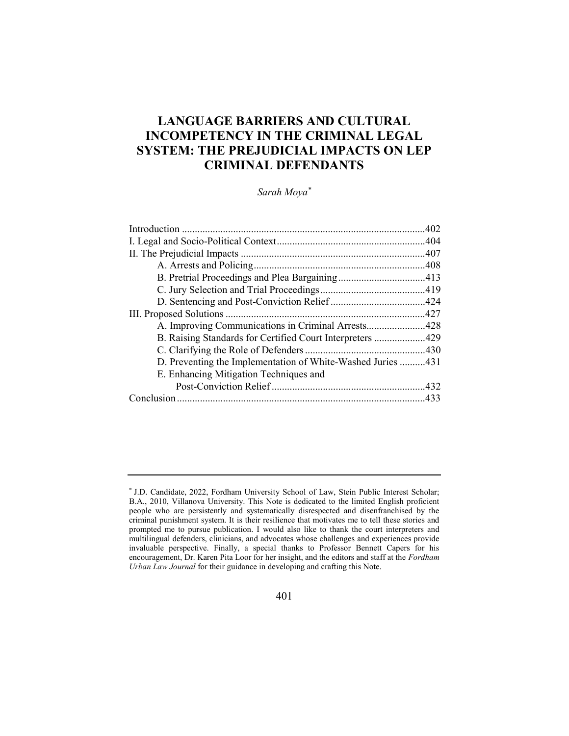# LANGUAGE BARRIERS AND CULTURAL INCOMPETENCY IN THE CRIMINAL LEGAL SYSTEM: THE PREJUDICIAL IMPACTS ON LEP CRIMINAL DEFENDANTS

*Sarah Moya*[*]

| | |
|---|---|
| Introduction | 402 |
| I. Legal and Socio-Political Context | 404 |
| II. The Prejudicial Impacts | 407 |
| A. Arrests and Policing | 408 |
| B. Pretrial Proceedings and Plea Bargaining | 413 |
| C. Jury Selection and Trial Proceedings | 419 |
| D. Sentencing and Post-Conviction Relief | 424 |
| III. Proposed Solutions | 427 |
| A. Improving Communications in Criminal Arrests | 428 |
| B. Raising Standards for Certified Court Interpreters | 429 |
| C. Clarifying the Role of Defenders | 430 |
| D. Preventing the Implementation of White-Washed Juries | 431 |
| E. Enhancing Mitigation Techniques and Post-Conviction Relief | 432 |
| Conclusion | 433 |

---

[*] J.D. Candidate, 2022, Fordham University School of Law, Stein Public Interest Scholar; B.A., 2010, Villanova University. This Note is dedicated to the limited English proficient people who are persistently and systematically disrespected and disenfranchised by the criminal punishment system. It is their resilience that motivates me to tell these stories and prompted me to pursue publication. I would also like to thank the court interpreters and multilingual defenders, clinicians, and advocates whose challenges and experiences provide invaluable perspective. Finally, a special thanks to Professor Bennett Capers for his encouragement, Dr. Karen Pita Loor for her insight, and the editors and staff at the *Fordham Urban Law Journal* for their guidance in developing and crafting this Note.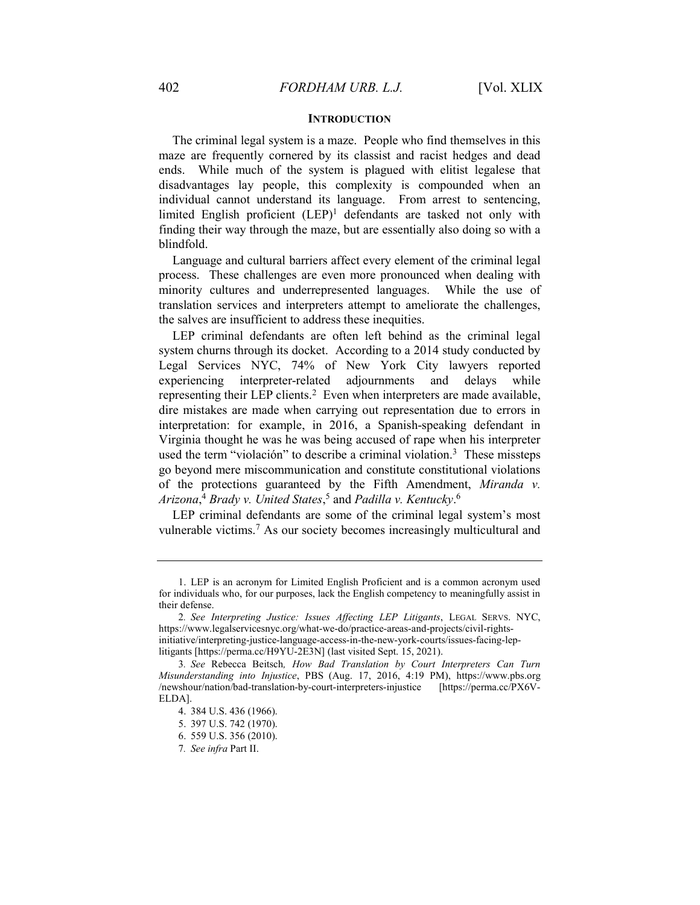## INTRODUCTION

The criminal legal system is a maze. People who find themselves in this maze are frequently cornered by its classist and racist hedges and dead ends. While much of the system is plagued with elitist legalese that disadvantages lay people, this complexity is compounded when an individual cannot understand its language. From arrest to sentencing, limited English proficient (LEP)[1] defendants are tasked not only with finding their way through the maze, but are essentially also doing so with a blindfold.

Language and cultural barriers affect every element of the criminal legal process. These challenges are even more pronounced when dealing with minority cultures and underrepresented languages. While the use of translation services and interpreters attempt to ameliorate the challenges, the salves are insufficient to address these inequities.

LEP criminal defendants are often left behind as the criminal legal system churns through its docket. According to a 2014 study conducted by Legal Services NYC, 74% of New York City lawyers reported experiencing interpreter-related adjournments and delays while representing their LEP clients.[2] Even when interpreters are made available, dire mistakes are made when carrying out representation due to errors in interpretation: for example, in 2016, a Spanish-speaking defendant in Virginia thought he was he was being accused of rape when his interpreter used the term "violación" to describe a criminal violation.[3] These missteps go beyond mere miscommunication and constitute constitutional violations of the protections guaranteed by the Fifth Amendment, *Miranda v. Arizona*,[4] *Brady v. United States*,[5] and *Padilla v. Kentucky*.[6]

LEP criminal defendants are some of the criminal legal system's most vulnerable victims.[7] As our society becomes increasingly multicultural and

---

1. LEP is an acronym for Limited English Proficient and is a common acronym used for individuals who, for our purposes, lack the English competency to meaningfully assist in their defense.

2. *See Interpreting Justice: Issues Affecting LEP Litigants*, LEGAL SERVS. NYC, https://www.legalservicesnyc.org/what-we-do/practice-areas-and-projects/civil-rights-initiative/interpreting-justice-language-access-in-the-new-york-courts/issues-facing-lep-litigants [https://perma.cc/H9YU-2E3N] (last visited Sept. 15, 2021).

3. *See* Rebecca Beitsch*, How Bad Translation by Court Interpreters Can Turn Misunderstanding into Injustice*, PBS (Aug. 17, 2016, 4:19 PM), https://www.pbs.org/newshour/nation/bad-translation-by-court-interpreters-injustice [https://perma.cc/PX6V-ELDA].

4. 384 U.S. 436 (1966).

5. 397 U.S. 742 (1970).

6. 559 U.S. 356 (2010).

7. *See infra* Part II.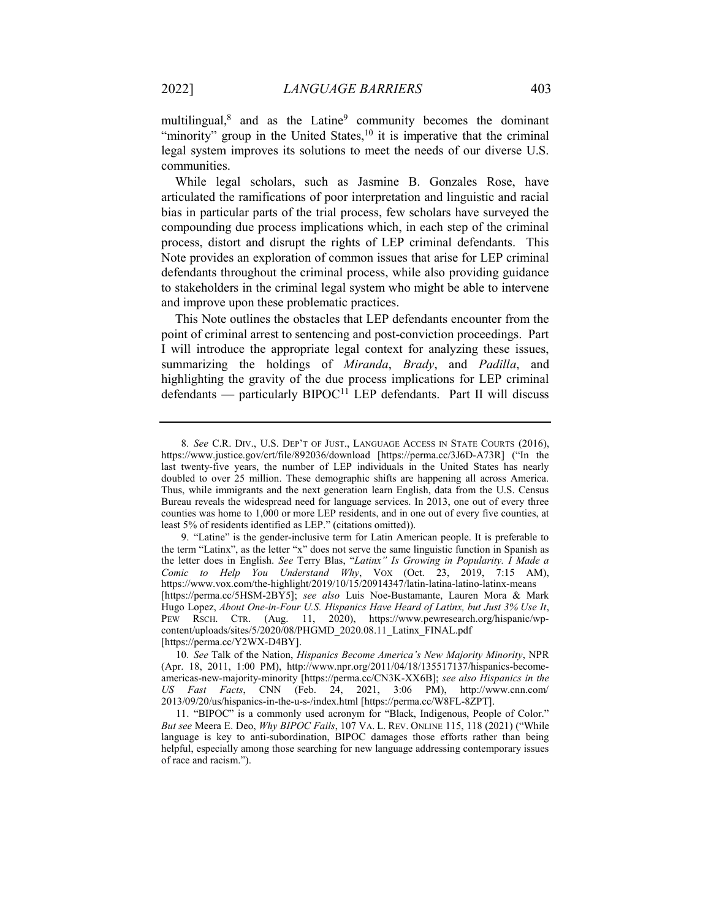multilingual,[8] and as the Latine[9] community becomes the dominant "minority" group in the United States,[10] it is imperative that the criminal legal system improves its solutions to meet the needs of our diverse U.S. communities.

While legal scholars, such as Jasmine B. Gonzales Rose, have articulated the ramifications of poor interpretation and linguistic and racial bias in particular parts of the trial process, few scholars have surveyed the compounding due process implications which, in each step of the criminal process, distort and disrupt the rights of LEP criminal defendants. This Note provides an exploration of common issues that arise for LEP criminal defendants throughout the criminal process, while also providing guidance to stakeholders in the criminal legal system who might be able to intervene and improve upon these problematic practices.

This Note outlines the obstacles that LEP defendants encounter from the point of criminal arrest to sentencing and post-conviction proceedings. Part I will introduce the appropriate legal context for analyzing these issues, summarizing the holdings of *Miranda*, *Brady*, and *Padilla*, and highlighting the gravity of the due process implications for LEP criminal defendants — particularly BIPOC[11] LEP defendants. Part II will discuss

---

8. *See* C.R. DIV., U.S. DEP'T OF JUST., LANGUAGE ACCESS IN STATE COURTS (2016), https://www.justice.gov/crt/file/892036/download [https://perma.cc/3J6D-A73R] ("In the last twenty-five years, the number of LEP individuals in the United States has nearly doubled to over 25 million. These demographic shifts are happening all across America. Thus, while immigrants and the next generation learn English, data from the U.S. Census Bureau reveals the widespread need for language services. In 2013, one out of every three counties was home to 1,000 or more LEP residents, and in one out of every five counties, at least 5% of residents identified as LEP." (citations omitted)).

9. "Latine" is the gender-inclusive term for Latin American people. It is preferable to the term "Latinx", as the letter "x" does not serve the same linguistic function in Spanish as the letter does in English. *See* Terry Blas, *"Latinx" Is Growing in Popularity. I Made a Comic to Help You Understand Why*, VOX (Oct. 23, 2019, 7:15 AM), https://www.vox.com/the-highlight/2019/10/15/20914347/latin-latina-latino-latinx-means [https://perma.cc/5HSM-2BY5]; *see also* Luis Noe-Bustamante, Lauren Mora & Mark Hugo Lopez, *About One-in-Four U.S. Hispanics Have Heard of Latinx, but Just 3% Use It*, PEW RSCH. CTR. (Aug. 11, 2020), https://www.pewresearch.org/hispanic/wp-content/uploads/sites/5/2020/08/PHGMD_2020.08.11_Latinx_FINAL.pdf [https://perma.cc/Y2WX-D4BY].

10. *See* Talk of the Nation, *Hispanics Become America's New Majority Minority*, NPR (Apr. 18, 2011, 1:00 PM), http://www.npr.org/2011/04/18/135517137/hispanics-become-americas-new-majority-minority [https://perma.cc/CN3K-XX6B]; *see also Hispanics in the US Fast Facts*, CNN (Feb. 24, 2021, 3:06 PM), http://www.cnn.com/2013/09/20/us/hispanics-in-the-u-s-/index.html [https://perma.cc/W8FL-8ZPT].

11. "BIPOC" is a commonly used acronym for "Black, Indigenous, People of Color." *But see* Meera E. Deo, *Why BIPOC Fails*, 107 VA. L. REV. ONLINE 115, 118 (2021) ("While language is key to anti-subordination, BIPOC damages those efforts rather than being helpful, especially among those searching for new language addressing contemporary issues of race and racism.").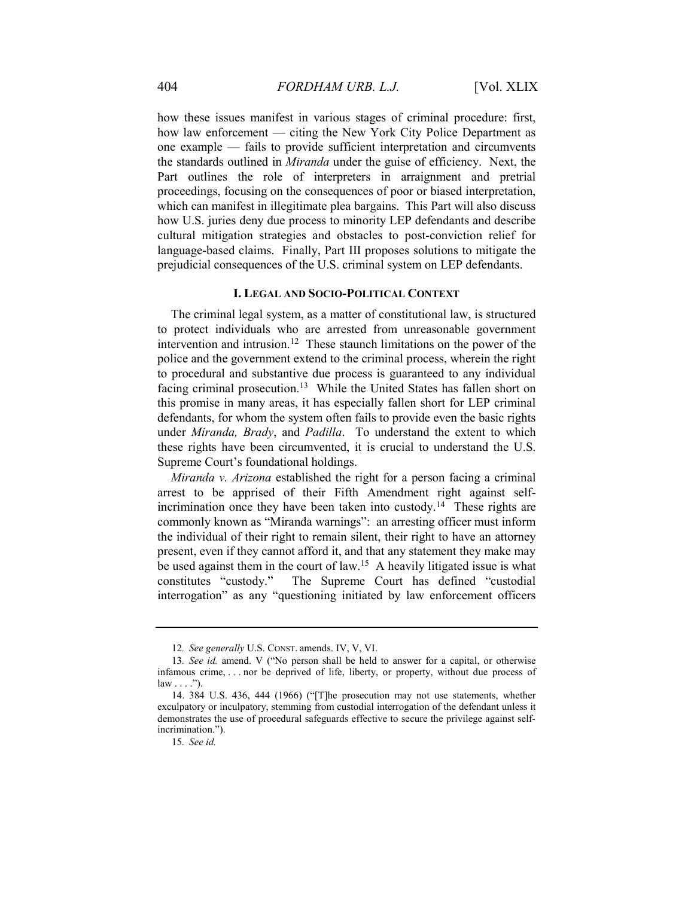how these issues manifest in various stages of criminal procedure: first, how law enforcement — citing the New York City Police Department as one example — fails to provide sufficient interpretation and circumvents the standards outlined in *Miranda* under the guise of efficiency. Next, the Part outlines the role of interpreters in arraignment and pretrial proceedings, focusing on the consequences of poor or biased interpretation, which can manifest in illegitimate plea bargains. This Part will also discuss how U.S. juries deny due process to minority LEP defendants and describe cultural mitigation strategies and obstacles to post-conviction relief for language-based claims. Finally, Part III proposes solutions to mitigate the prejudicial consequences of the U.S. criminal system on LEP defendants.

## I. LEGAL AND SOCIO-POLITICAL CONTEXT

The criminal legal system, as a matter of constitutional law, is structured to protect individuals who are arrested from unreasonable government intervention and intrusion.[12] These staunch limitations on the power of the police and the government extend to the criminal process, wherein the right to procedural and substantive due process is guaranteed to any individual facing criminal prosecution.[13] While the United States has fallen short on this promise in many areas, it has especially fallen short for LEP criminal defendants, for whom the system often fails to provide even the basic rights under *Miranda, Brady*, and *Padilla*. To understand the extent to which these rights have been circumvented, it is crucial to understand the U.S. Supreme Court's foundational holdings.

*Miranda v. Arizona* established the right for a person facing a criminal arrest to be apprised of their Fifth Amendment right against self-incrimination once they have been taken into custody.[14] These rights are commonly known as "Miranda warnings": an arresting officer must inform the individual of their right to remain silent, their right to have an attorney present, even if they cannot afford it, and that any statement they make may be used against them in the court of law.[15] A heavily litigated issue is what constitutes "custody." The Supreme Court has defined "custodial interrogation" as any "questioning initiated by law enforcement officers

---

12. *See generally* U.S. CONST. amends. IV, V, VI.

13. *See id.* amend. V ("No person shall be held to answer for a capital, or otherwise infamous crime, . . . nor be deprived of life, liberty, or property, without due process of law . . . .").

14. 384 U.S. 436, 444 (1966) ("[T]he prosecution may not use statements, whether exculpatory or inculpatory, stemming from custodial interrogation of the defendant unless it demonstrates the use of procedural safeguards effective to secure the privilege against self-incrimination.").

15. *See id.*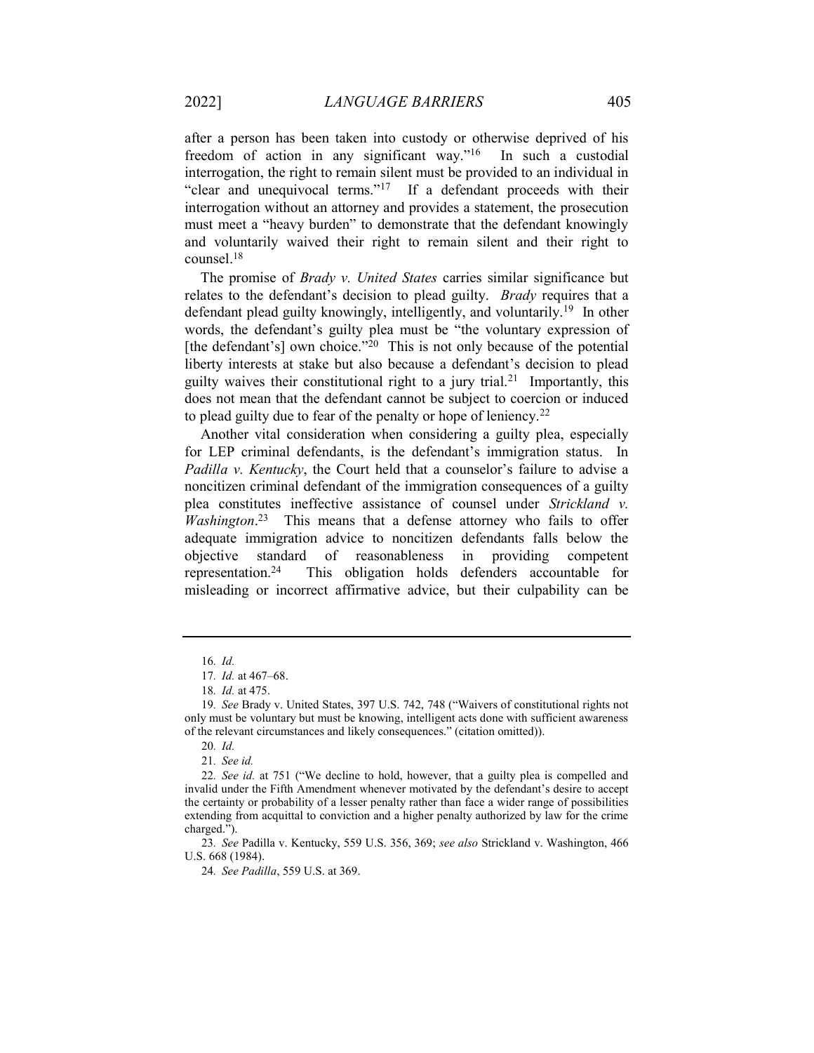after a person has been taken into custody or otherwise deprived of his freedom of action in any significant way."[16] In such a custodial interrogation, the right to remain silent must be provided to an individual in "clear and unequivocal terms."[17] If a defendant proceeds with their interrogation without an attorney and provides a statement, the prosecution must meet a "heavy burden" to demonstrate that the defendant knowingly and voluntarily waived their right to remain silent and their right to counsel.[18]

The promise of *Brady v. United States* carries similar significance but relates to the defendant's decision to plead guilty. *Brady* requires that a defendant plead guilty knowingly, intelligently, and voluntarily.[19] In other words, the defendant's guilty plea must be "the voluntary expression of [the defendant's] own choice."[20] This is not only because of the potential liberty interests at stake but also because a defendant's decision to plead guilty waives their constitutional right to a jury trial.[21] Importantly, this does not mean that the defendant cannot be subject to coercion or induced to plead guilty due to fear of the penalty or hope of leniency.[22]

Another vital consideration when considering a guilty plea, especially for LEP criminal defendants, is the defendant's immigration status. In *Padilla v. Kentucky*, the Court held that a counselor's failure to advise a noncitizen criminal defendant of the immigration consequences of a guilty plea constitutes ineffective assistance of counsel under *Strickland v. Washington*.[23] This means that a defense attorney who fails to offer adequate immigration advice to noncitizen defendants falls below the objective standard of reasonableness in providing competent representation.[24] This obligation holds defenders accountable for misleading or incorrect affirmative advice, but their culpability can be

---

16. *Id.*

17. *Id.* at 467–68.

18. *Id.* at 475.

19. *See* Brady v. United States, 397 U.S. 742, 748 ("Waivers of constitutional rights not only must be voluntary but must be knowing, intelligent acts done with sufficient awareness of the relevant circumstances and likely consequences." (citation omitted)).

20. *Id.*

21. *See id.*

22. *See id.* at 751 ("We decline to hold, however, that a guilty plea is compelled and invalid under the Fifth Amendment whenever motivated by the defendant's desire to accept the certainty or probability of a lesser penalty rather than face a wider range of possibilities extending from acquittal to conviction and a higher penalty authorized by law for the crime charged.").

23. *See* Padilla v. Kentucky, 559 U.S. 356, 369; *see also* Strickland v. Washington, 466 U.S. 668 (1984).

24. *See Padilla*, 559 U.S. at 369.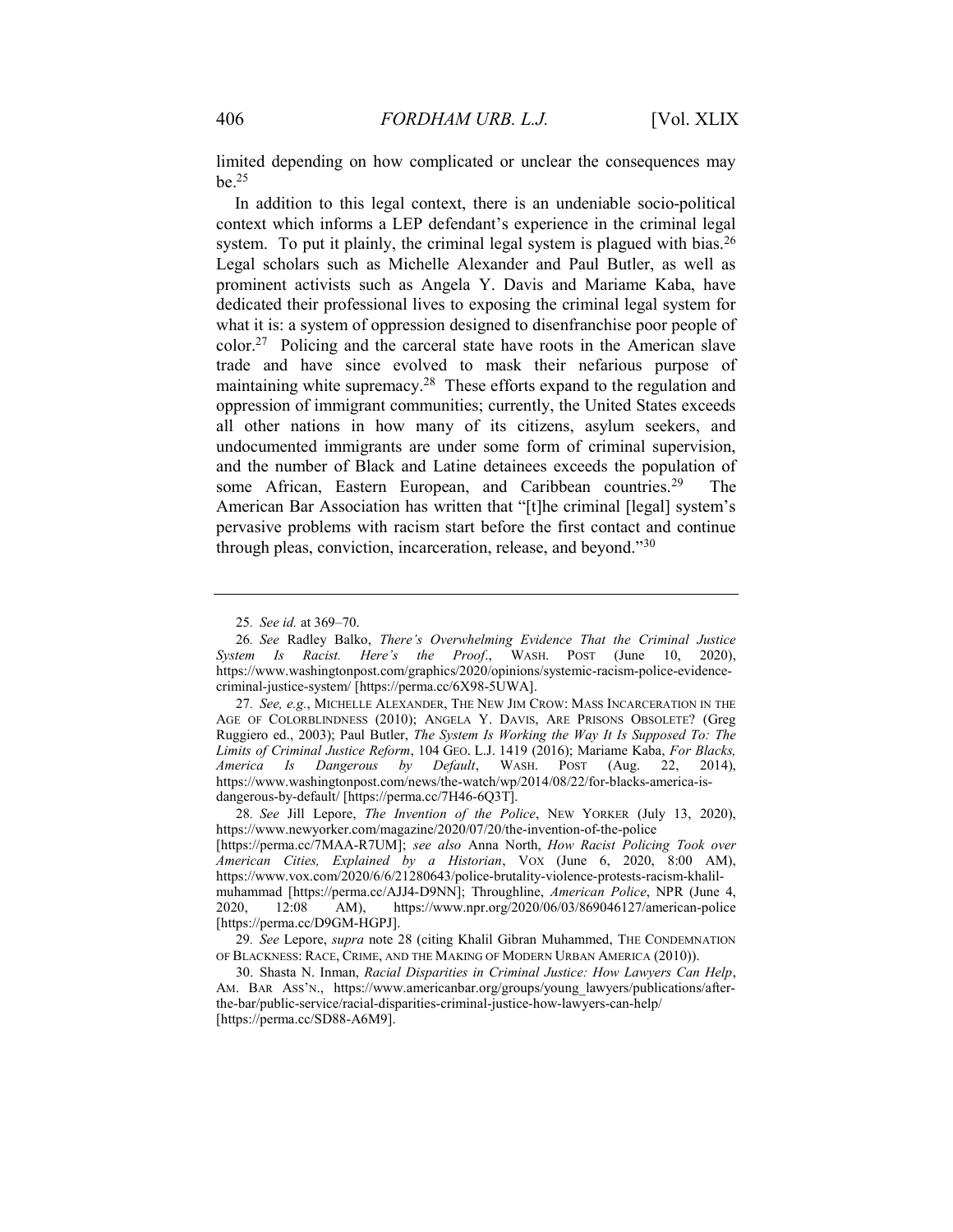limited depending on how complicated or unclear the consequences may be.[25]

In addition to this legal context, there is an undeniable socio-political context which informs a LEP defendant's experience in the criminal legal system. To put it plainly, the criminal legal system is plagued with bias.[26] Legal scholars such as Michelle Alexander and Paul Butler, as well as prominent activists such as Angela Y. Davis and Mariame Kaba, have dedicated their professional lives to exposing the criminal legal system for what it is: a system of oppression designed to disenfranchise poor people of color.[27] Policing and the carceral state have roots in the American slave trade and have since evolved to mask their nefarious purpose of maintaining white supremacy.[28] These efforts expand to the regulation and oppression of immigrant communities; currently, the United States exceeds all other nations in how many of its citizens, asylum seekers, and undocumented immigrants are under some form of criminal supervision, and the number of Black and Latine detainees exceeds the population of some African, Eastern European, and Caribbean countries.[29] The American Bar Association has written that "[t]he criminal [legal] system's pervasive problems with racism start before the first contact and continue through pleas, conviction, incarceration, release, and beyond."[30]

---

25. *See id.* at 369–70.

26. *See* Radley Balko, *There's Overwhelming Evidence That the Criminal Justice System Is Racist. Here's the Proof.*, WASH. POST (June 10, 2020), https://www.washingtonpost.com/graphics/2020/opinions/systemic-racism-police-evidence-criminal-justice-system/ [https://perma.cc/6X98-5UWA].

27. *See, e.g.*, MICHELLE ALEXANDER, THE NEW JIM CROW: MASS INCARCERATION IN THE AGE OF COLORBLINDNESS (2010); ANGELA Y. DAVIS, ARE PRISONS OBSOLETE? (Greg Ruggiero ed., 2003); Paul Butler, *The System Is Working the Way It Is Supposed To: The Limits of Criminal Justice Reform*, 104 GEO. L.J. 1419 (2016); Mariame Kaba, *For Blacks, America Is Dangerous by Default*, WASH. POST (Aug. 22, 2014), https://www.washingtonpost.com/news/the-watch/wp/2014/08/22/for-blacks-america-is-dangerous-by-default/ [https://perma.cc/7H46-6Q3T].

28. *See* Jill Lepore, *The Invention of the Police*, NEW YORKER (July 13, 2020), https://www.newyorker.com/magazine/2020/07/20/the-invention-of-the-police [https://perma.cc/7MAA-R7UM]; *see also* Anna North, *How Racist Policing Took over American Cities, Explained by a Historian*, VOX (June 6, 2020, 8:00 AM), https://www.vox.com/2020/6/6/21280643/police-brutality-violence-protests-racism-khalil-muhammad [https://perma.cc/AJJ4-D9NN]; Throughline, *American Police*, NPR (June 4, 2020, 12:08 AM), https://www.npr.org/2020/06/03/869046127/american-police [https://perma.cc/D9GM-HGPJ].

29. *See* Lepore, *supra* note 28 (citing Khalil Gibran Muhammed, THE CONDEMNATION OF BLACKNESS: RACE, CRIME, AND THE MAKING OF MODERN URBAN AMERICA (2010)).

30. Shasta N. Inman, *Racial Disparities in Criminal Justice: How Lawyers Can Help*, AM. BAR ASS'N., https://www.americanbar.org/groups/young_lawyers/publications/after-the-bar/public-service/racial-disparities-criminal-justice-how-lawyers-can-help/ [https://perma.cc/SD88-A6M9].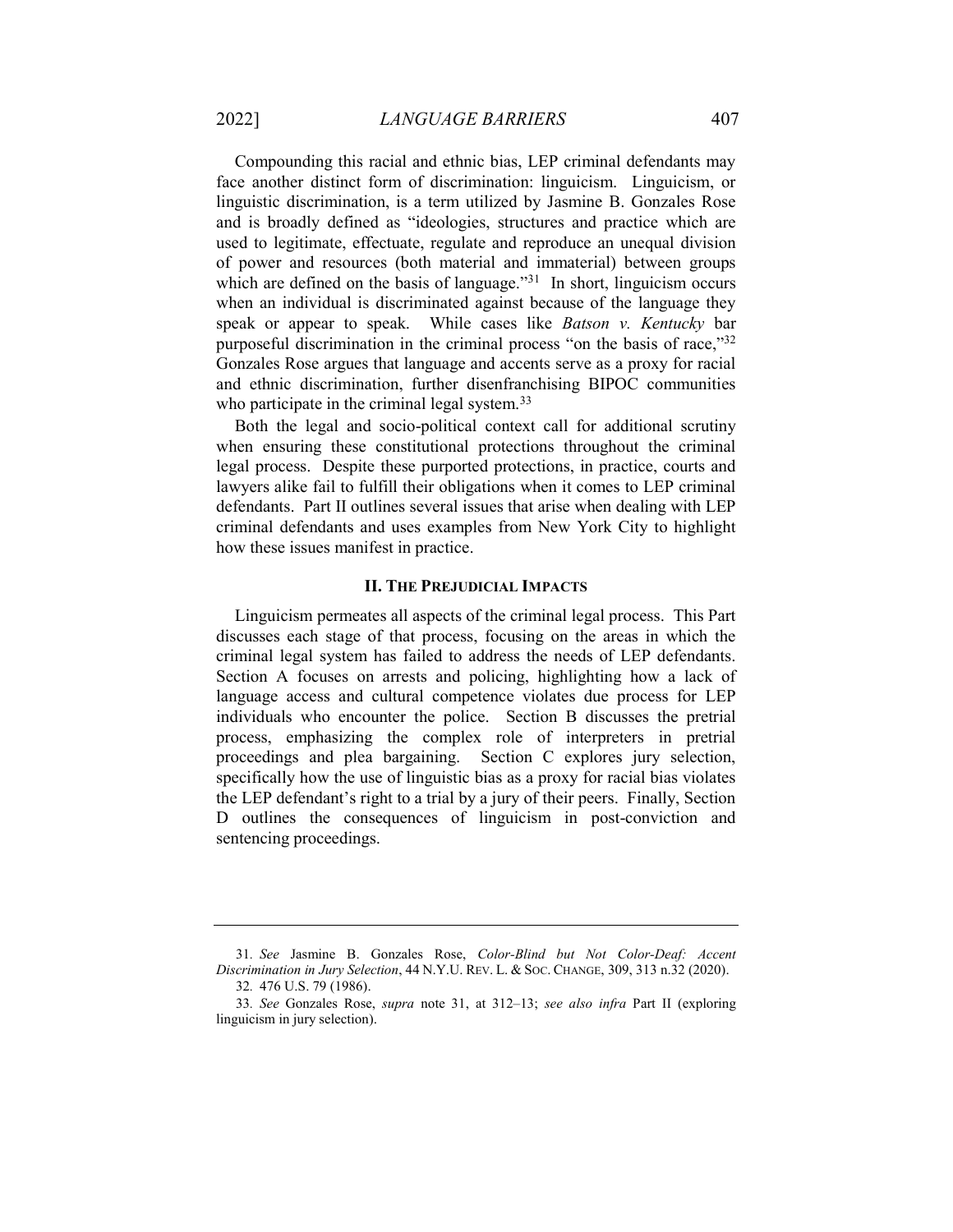Compounding this racial and ethnic bias, LEP criminal defendants may face another distinct form of discrimination: linguicism. Linguicism, or linguistic discrimination, is a term utilized by Jasmine B. Gonzales Rose and is broadly defined as "ideologies, structures and practice which are used to legitimate, effectuate, regulate and reproduce an unequal division of power and resources (both material and immaterial) between groups which are defined on the basis of language."[31] In short, linguicism occurs when an individual is discriminated against because of the language they speak or appear to speak. While cases like *Batson v. Kentucky* bar purposeful discrimination in the criminal process "on the basis of race,"[32] Gonzales Rose argues that language and accents serve as a proxy for racial and ethnic discrimination, further disenfranchising BIPOC communities who participate in the criminal legal system.[33]

Both the legal and socio-political context call for additional scrutiny when ensuring these constitutional protections throughout the criminal legal process. Despite these purported protections, in practice, courts and lawyers alike fail to fulfill their obligations when it comes to LEP criminal defendants. Part II outlines several issues that arise when dealing with LEP criminal defendants and uses examples from New York City to highlight how these issues manifest in practice.

## II. THE PREJUDICIAL IMPACTS

Linguicism permeates all aspects of the criminal legal process. This Part discusses each stage of that process, focusing on the areas in which the criminal legal system has failed to address the needs of LEP defendants. Section A focuses on arrests and policing, highlighting how a lack of language access and cultural competence violates due process for LEP individuals who encounter the police. Section B discusses the pretrial process, emphasizing the complex role of interpreters in pretrial proceedings and plea bargaining. Section C explores jury selection, specifically how the use of linguistic bias as a proxy for racial bias violates the LEP defendant's right to a trial by a jury of their peers. Finally, Section D outlines the consequences of linguicism in post-conviction and sentencing proceedings.

---

31. *See* Jasmine B. Gonzales Rose, *Color-Blind but Not Color-Deaf: Accent Discrimination in Jury Selection*, 44 N.Y.U. REV. L. & SOC. CHANGE, 309, 313 n.32 (2020).

32. 476 U.S. 79 (1986).

33. *See* Gonzales Rose, *supra* note 31, at 312–13; *see also infra* Part II (exploring linguicism in jury selection).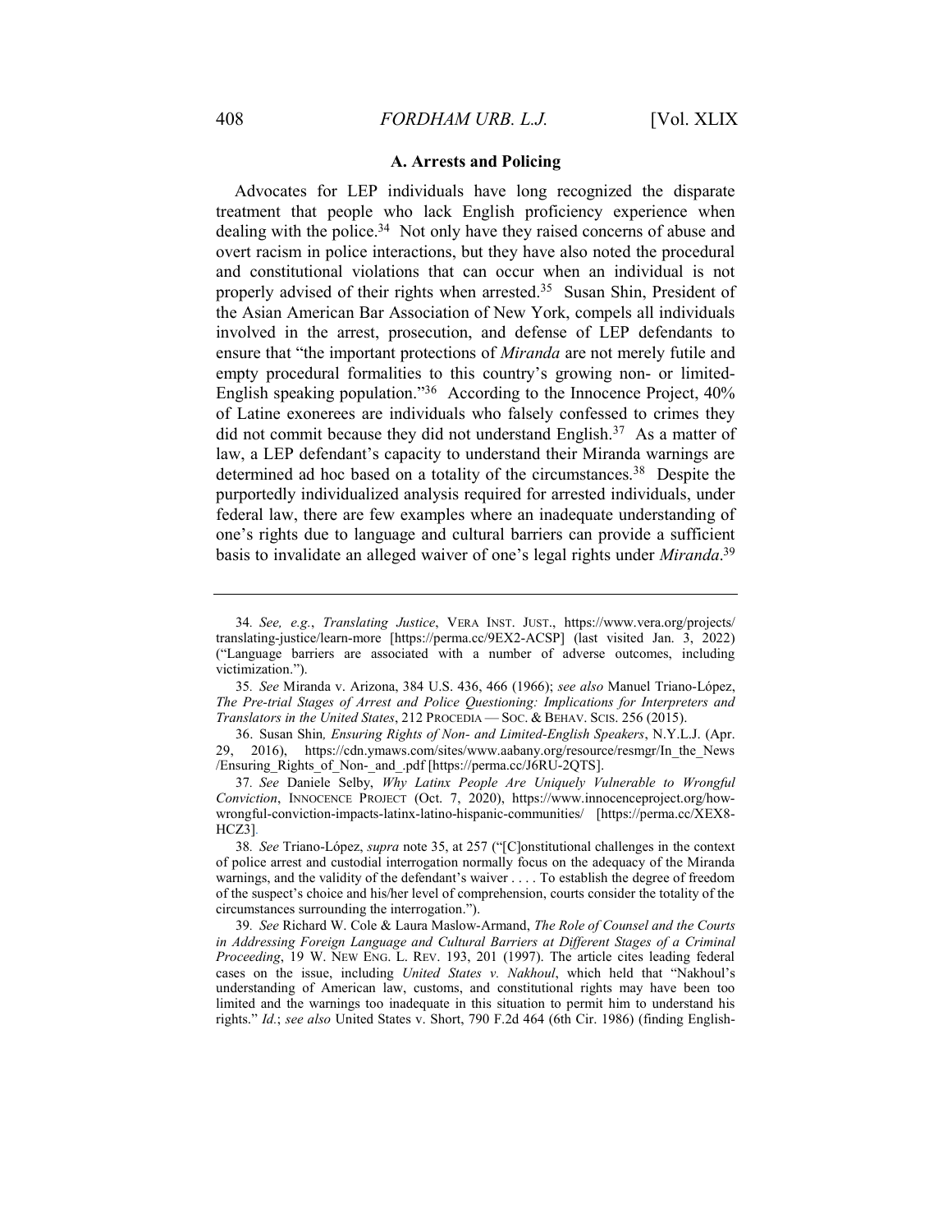### A. Arrests and Policing

Advocates for LEP individuals have long recognized the disparate treatment that people who lack English proficiency experience when dealing with the police.[34] Not only have they raised concerns of abuse and overt racism in police interactions, but they have also noted the procedural and constitutional violations that can occur when an individual is not properly advised of their rights when arrested.[35] Susan Shin, President of the Asian American Bar Association of New York, compels all individuals involved in the arrest, prosecution, and defense of LEP defendants to ensure that "the important protections of *Miranda* are not merely futile and empty procedural formalities to this country's growing non- or limited-English speaking population."[36] According to the Innocence Project, 40% of Latine exonerees are individuals who falsely confessed to crimes they did not commit because they did not understand English.[37] As a matter of law, a LEP defendant's capacity to understand their Miranda warnings are determined ad hoc based on a totality of the circumstances.[38] Despite the purportedly individualized analysis required for arrested individuals, under federal law, there are few examples where an inadequate understanding of one's rights due to language and cultural barriers can provide a sufficient basis to invalidate an alleged waiver of one's legal rights under *Miranda*.[39]

---

34. *See, e.g.*, *Translating Justice*, VERA INST. JUST., https://www.vera.org/projects/translating-justice/learn-more [https://perma.cc/9EX2-ACSP] (last visited Jan. 3, 2022) ("Language barriers are associated with a number of adverse outcomes, including victimization.").

35. *See* Miranda v. Arizona, 384 U.S. 436, 466 (1966); *see also* Manuel Triano-López, *The Pre-trial Stages of Arrest and Police Questioning: Implications for Interpreters and Translators in the United States*, 212 PROCEDIA — SOC. & BEHAV. SCIS. 256 (2015).

36. Susan Shin*, Ensuring Rights of Non- and Limited-English Speakers*, N.Y.L.J. (Apr. 29, 2016), https://cdn.ymaws.com/sites/www.aabany.org/resource/resmgr/In_the_News/Ensuring_Rights_of_Non-_and_.pdf [https://perma.cc/J6RU-2QTS].

37. *See* Daniele Selby, *Why Latinx People Are Uniquely Vulnerable to Wrongful Conviction*, INNOCENCE PROJECT (Oct. 7, 2020), https://www.innocenceproject.org/how-wrongful-conviction-impacts-latinx-latino-hispanic-communities/ [https://perma.cc/XEX8-HCZ3].

38. *See* Triano-López, *supra* note 35, at 257 ("[C]onstitutional challenges in the context of police arrest and custodial interrogation normally focus on the adequacy of the Miranda warnings, and the validity of the defendant's waiver . . . . To establish the degree of freedom of the suspect's choice and his/her level of comprehension, courts consider the totality of the circumstances surrounding the interrogation.").

39. *See* Richard W. Cole & Laura Maslow-Armand, *The Role of Counsel and the Courts in Addressing Foreign Language and Cultural Barriers at Different Stages of a Criminal Proceeding*, 19 W. NEW ENG. L. REV. 193, 201 (1997). The article cites leading federal cases on the issue, including *United States v. Nakhoul*, which held that "Nakhoul's understanding of American law, customs, and constitutional rights may have been too limited and the warnings too inadequate in this situation to permit him to understand his rights." *Id.*; *see also* United States v. Short, 790 F.2d 464 (6th Cir. 1986) (finding English-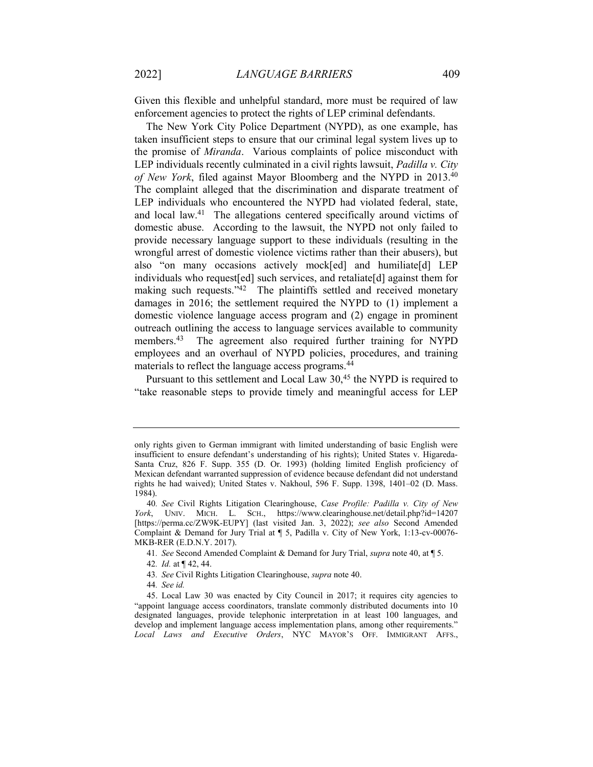Given this flexible and unhelpful standard, more must be required of law enforcement agencies to protect the rights of LEP criminal defendants.

The New York City Police Department (NYPD), as one example, has taken insufficient steps to ensure that our criminal legal system lives up to the promise of *Miranda*. Various complaints of police misconduct with LEP individuals recently culminated in a civil rights lawsuit, *Padilla v. City of New York*, filed against Mayor Bloomberg and the NYPD in 2013.[40] The complaint alleged that the discrimination and disparate treatment of LEP individuals who encountered the NYPD had violated federal, state, and local law.[41] The allegations centered specifically around victims of domestic abuse. According to the lawsuit, the NYPD not only failed to provide necessary language support to these individuals (resulting in the wrongful arrest of domestic violence victims rather than their abusers), but also "on many occasions actively mock[ed] and humiliate[d] LEP individuals who request[ed] such services, and retaliate[d] against them for making such requests."[42] The plaintiffs settled and received monetary damages in 2016; the settlement required the NYPD to (1) implement a domestic violence language access program and (2) engage in prominent outreach outlining the access to language services available to community members.[43] The agreement also required further training for NYPD employees and an overhaul of NYPD policies, procedures, and training materials to reflect the language access programs.[44]

Pursuant to this settlement and Local Law 30,[45] the NYPD is required to "take reasonable steps to provide timely and meaningful access for LEP

---

only rights given to German immigrant with limited understanding of basic English were insufficient to ensure defendant's understanding of his rights); United States v. Higareda-Santa Cruz, 826 F. Supp. 355 (D. Or. 1993) (holding limited English proficiency of Mexican defendant warranted suppression of evidence because defendant did not understand rights he had waived); United States v. Nakhoul, 596 F. Supp. 1398, 1401–02 (D. Mass. 1984).

40. *See* Civil Rights Litigation Clearinghouse, *Case Profile: Padilla v. City of New York*, UNIV. MICH. L. SCH., https://www.clearinghouse.net/detail.php?id=14207 [https://perma.cc/ZW9K-EUPY] (last visited Jan. 3, 2022); *see also* Second Amended Complaint & Demand for Jury Trial at ¶ 5, Padilla v. City of New York, 1:13-cv-00076-MKB-RER (E.D.N.Y. 2017).

41. *See* Second Amended Complaint & Demand for Jury Trial, *supra* note 40, at ¶ 5.

42. *Id.* at ¶ 42, 44.

43. *See* Civil Rights Litigation Clearinghouse, *supra* note 40.

44. *See id.*

45. Local Law 30 was enacted by City Council in 2017; it requires city agencies to "appoint language access coordinators, translate commonly distributed documents into 10 designated languages, provide telephonic interpretation in at least 100 languages, and develop and implement language access implementation plans, among other requirements." *Local Laws and Executive Orders*, NYC MAYOR'S OFF. IMMIGRANT AFFS.,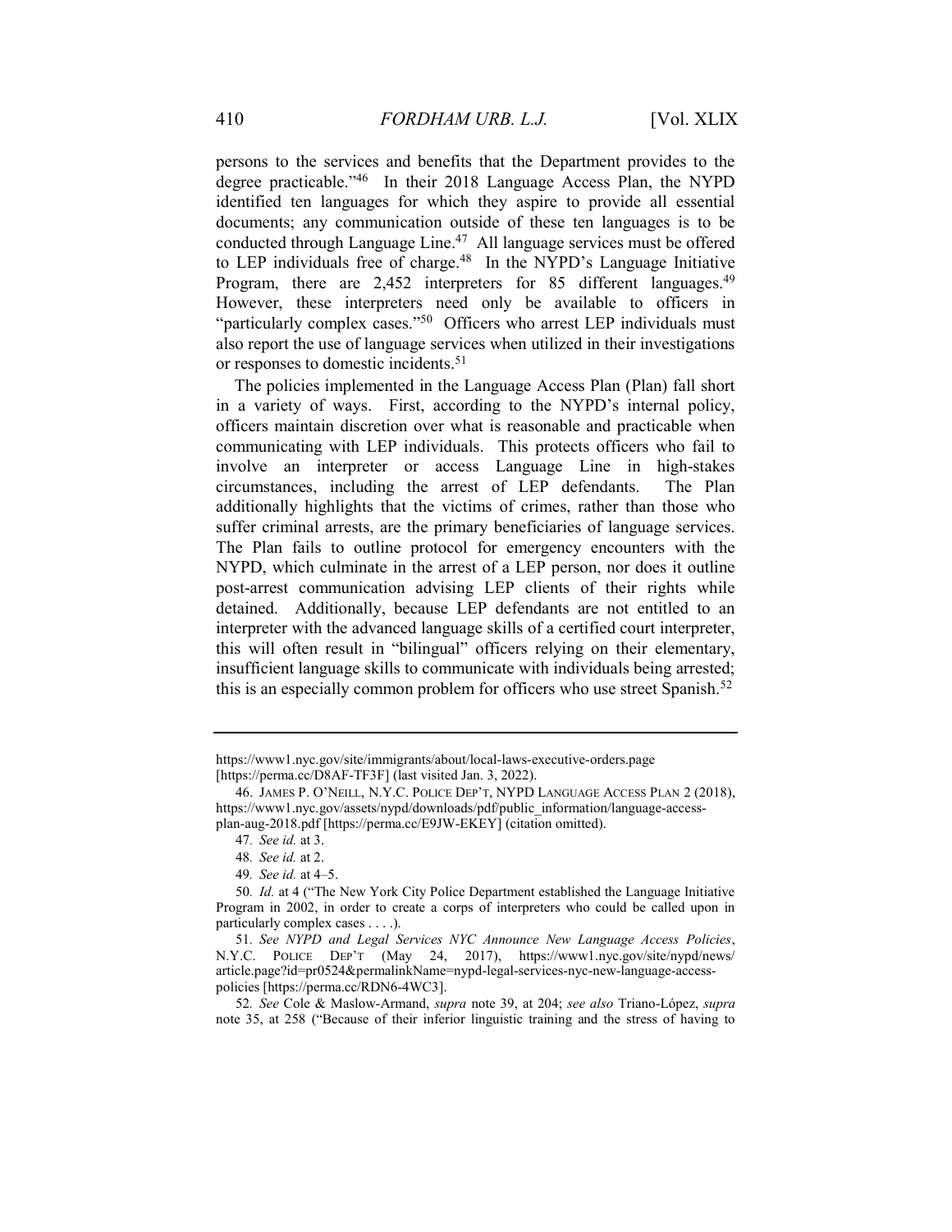persons to the services and benefits that the Department provides to the degree practicable."[46] In their 2018 Language Access Plan, the NYPD identified ten languages for which they aspire to provide all essential documents; any communication outside of these ten languages is to be conducted through Language Line.[47] All language services must be offered to LEP individuals free of charge.[48] In the NYPD's Language Initiative Program, there are 2,452 interpreters for 85 different languages.[49] However, these interpreters need only be available to officers in "particularly complex cases."[50] Officers who arrest LEP individuals must also report the use of language services when utilized in their investigations or responses to domestic incidents.[51]

The policies implemented in the Language Access Plan (Plan) fall short in a variety of ways. First, according to the NYPD's internal policy, officers maintain discretion over what is reasonable and practicable when communicating with LEP individuals. This protects officers who fail to involve an interpreter or access Language Line in high-stakes circumstances, including the arrest of LEP defendants. The Plan additionally highlights that the victims of crimes, rather than those who suffer criminal arrests, are the primary beneficiaries of language services. The Plan fails to outline protocol for emergency encounters with the NYPD, which culminate in the arrest of a LEP person, nor does it outline post-arrest communication advising LEP clients of their rights while detained. Additionally, because LEP defendants are not entitled to an interpreter with the advanced language skills of a certified court interpreter, this will often result in "bilingual" officers relying on their elementary, insufficient language skills to communicate with individuals being arrested; this is an especially common problem for officers who use street Spanish.[52]

---

https://www1.nyc.gov/site/immigrants/about/local-laws-executive-orders.page [https://perma.cc/D8AF-TF3F] (last visited Jan. 3, 2022).

46. JAMES P. O'NEILL, N.Y.C. POLICE DEP'T, NYPD LANGUAGE ACCESS PLAN 2 (2018), https://www1.nyc.gov/assets/nypd/downloads/pdf/public_information/language-access-plan-aug-2018.pdf [https://perma.cc/E9JW-EKEY] (citation omitted).

47. *See id.* at 3.

48. *See id.* at 2.

49. *See id.* at 4–5.

50. *Id.* at 4 ("The New York City Police Department established the Language Initiative Program in 2002, in order to create a corps of interpreters who could be called upon in particularly complex cases . . . .).

51. *See NYPD and Legal Services NYC Announce New Language Access Policies*, N.Y.C. POLICE DEP'T (May 24, 2017), https://www1.nyc.gov/site/nypd/news/article.page?id=pr0524&permalinkName=nypd-legal-services-nyc-new-language-access-policies [https://perma.cc/RDN6-4WC3].

52. *See* Cole & Maslow-Armand, *supra* note 39, at 204; *see also* Triano-López, *supra* note 35, at 258 ("Because of their inferior linguistic training and the stress of having to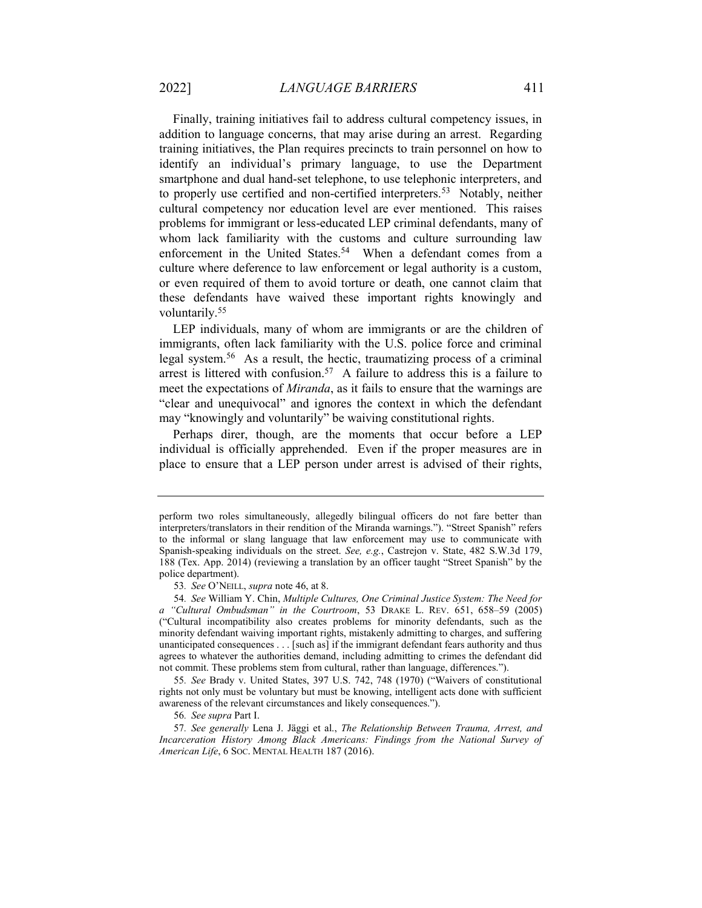Finally, training initiatives fail to address cultural competency issues, in addition to language concerns, that may arise during an arrest. Regarding training initiatives, the Plan requires precincts to train personnel on how to identify an individual's primary language, to use the Department smartphone and dual hand-set telephone, to use telephonic interpreters, and to properly use certified and non-certified interpreters.[53] Notably, neither cultural competency nor education level are ever mentioned. This raises problems for immigrant or less-educated LEP criminal defendants, many of whom lack familiarity with the customs and culture surrounding law enforcement in the United States.[54] When a defendant comes from a culture where deference to law enforcement or legal authority is a custom, or even required of them to avoid torture or death, one cannot claim that these defendants have waived these important rights knowingly and voluntarily.[55]

LEP individuals, many of whom are immigrants or are the children of immigrants, often lack familiarity with the U.S. police force and criminal legal system.[56] As a result, the hectic, traumatizing process of a criminal arrest is littered with confusion.[57] A failure to address this is a failure to meet the expectations of *Miranda*, as it fails to ensure that the warnings are "clear and unequivocal" and ignores the context in which the defendant may "knowingly and voluntarily" be waiving constitutional rights.

Perhaps direr, though, are the moments that occur before a LEP individual is officially apprehended. Even if the proper measures are in place to ensure that a LEP person under arrest is advised of their rights,

---

perform two roles simultaneously, allegedly bilingual officers do not fare better than interpreters/translators in their rendition of the Miranda warnings."). "Street Spanish" refers to the informal or slang language that law enforcement may use to communicate with Spanish-speaking individuals on the street. *See, e.g.*, Castrejon v. State, 482 S.W.3d 179, 188 (Tex. App. 2014) (reviewing a translation by an officer taught "Street Spanish" by the police department).

53. *See* O'NEILL, *supra* note 46, at 8.

54. *See* William Y. Chin, *Multiple Cultures, One Criminal Justice System: The Need for a "Cultural Ombudsman" in the Courtroom*, 53 DRAKE L. REV. 651, 658–59 (2005) ("Cultural incompatibility also creates problems for minority defendants, such as the minority defendant waiving important rights, mistakenly admitting to charges, and suffering unanticipated consequences . . . [such as] if the immigrant defendant fears authority and thus agrees to whatever the authorities demand, including admitting to crimes the defendant did not commit. These problems stem from cultural, rather than language, differences.").

55. *See* Brady v. United States, 397 U.S. 742, 748 (1970) ("Waivers of constitutional rights not only must be voluntary but must be knowing, intelligent acts done with sufficient awareness of the relevant circumstances and likely consequences.").

56. *See supra* Part I.

57. *See generally* Lena J. Jäggi et al., *The Relationship Between Trauma, Arrest, and Incarceration History Among Black Americans: Findings from the National Survey of American Life*, 6 SOC. MENTAL HEALTH 187 (2016).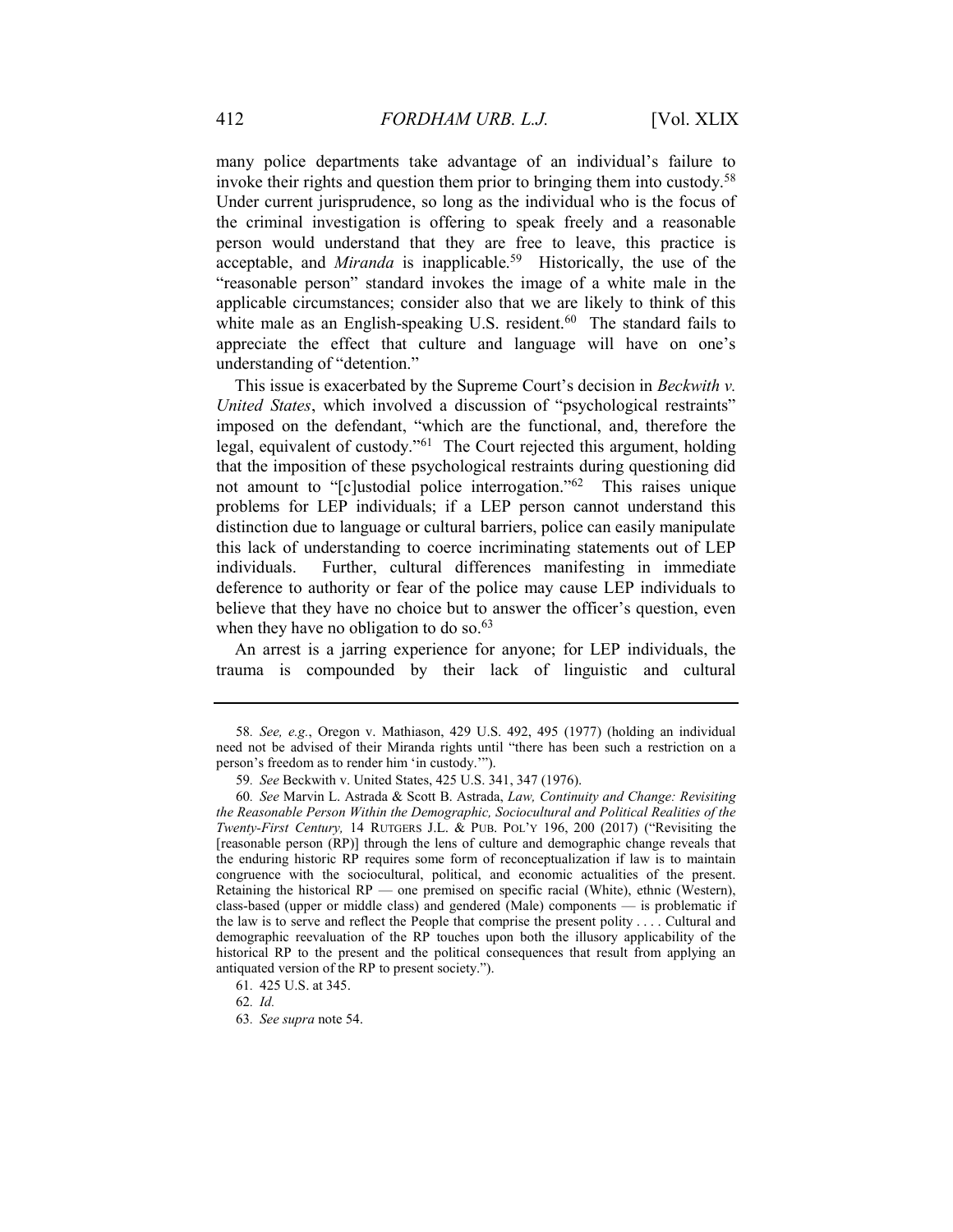many police departments take advantage of an individual's failure to invoke their rights and question them prior to bringing them into custody.[58] Under current jurisprudence, so long as the individual who is the focus of the criminal investigation is offering to speak freely and a reasonable person would understand that they are free to leave, this practice is acceptable, and *Miranda* is inapplicable.[59] Historically, the use of the "reasonable person" standard invokes the image of a white male in the applicable circumstances; consider also that we are likely to think of this white male as an English-speaking U.S. resident.[60] The standard fails to appreciate the effect that culture and language will have on one's understanding of "detention."

This issue is exacerbated by the Supreme Court's decision in *Beckwith v. United States*, which involved a discussion of "psychological restraints" imposed on the defendant, "which are the functional, and, therefore the legal, equivalent of custody."[61] The Court rejected this argument, holding that the imposition of these psychological restraints during questioning did not amount to "[c]ustodial police interrogation."[62] This raises unique problems for LEP individuals; if a LEP person cannot understand this distinction due to language or cultural barriers, police can easily manipulate this lack of understanding to coerce incriminating statements out of LEP individuals. Further, cultural differences manifesting in immediate deference to authority or fear of the police may cause LEP individuals to believe that they have no choice but to answer the officer's question, even when they have no obligation to do so.[63]

An arrest is a jarring experience for anyone; for LEP individuals, the trauma is compounded by their lack of linguistic and cultural

---

58. *See, e.g.*, Oregon v. Mathiason, 429 U.S. 492, 495 (1977) (holding an individual need not be advised of their Miranda rights until "there has been such a restriction on a person's freedom as to render him 'in custody.'").

59. *See* Beckwith v. United States, 425 U.S. 341, 347 (1976).

60. *See* Marvin L. Astrada & Scott B. Astrada, *Law, Continuity and Change: Revisiting the Reasonable Person Within the Demographic, Sociocultural and Political Realities of the Twenty-First Century,* 14 RUTGERS J.L. & PUB. POL'Y 196, 200 (2017) ("Revisiting the [reasonable person (RP)] through the lens of culture and demographic change reveals that the enduring historic RP requires some form of reconceptualization if law is to maintain congruence with the sociocultural, political, and economic actualities of the present. Retaining the historical RP — one premised on specific racial (White), ethnic (Western), class-based (upper or middle class) and gendered (Male) components — is problematic if the law is to serve and reflect the People that comprise the present polity . . . . Cultural and demographic reevaluation of the RP touches upon both the illusory applicability of the historical RP to the present and the political consequences that result from applying an antiquated version of the RP to present society.").

61. 425 U.S. at 345.

62. *Id.*

63. *See supra* note 54.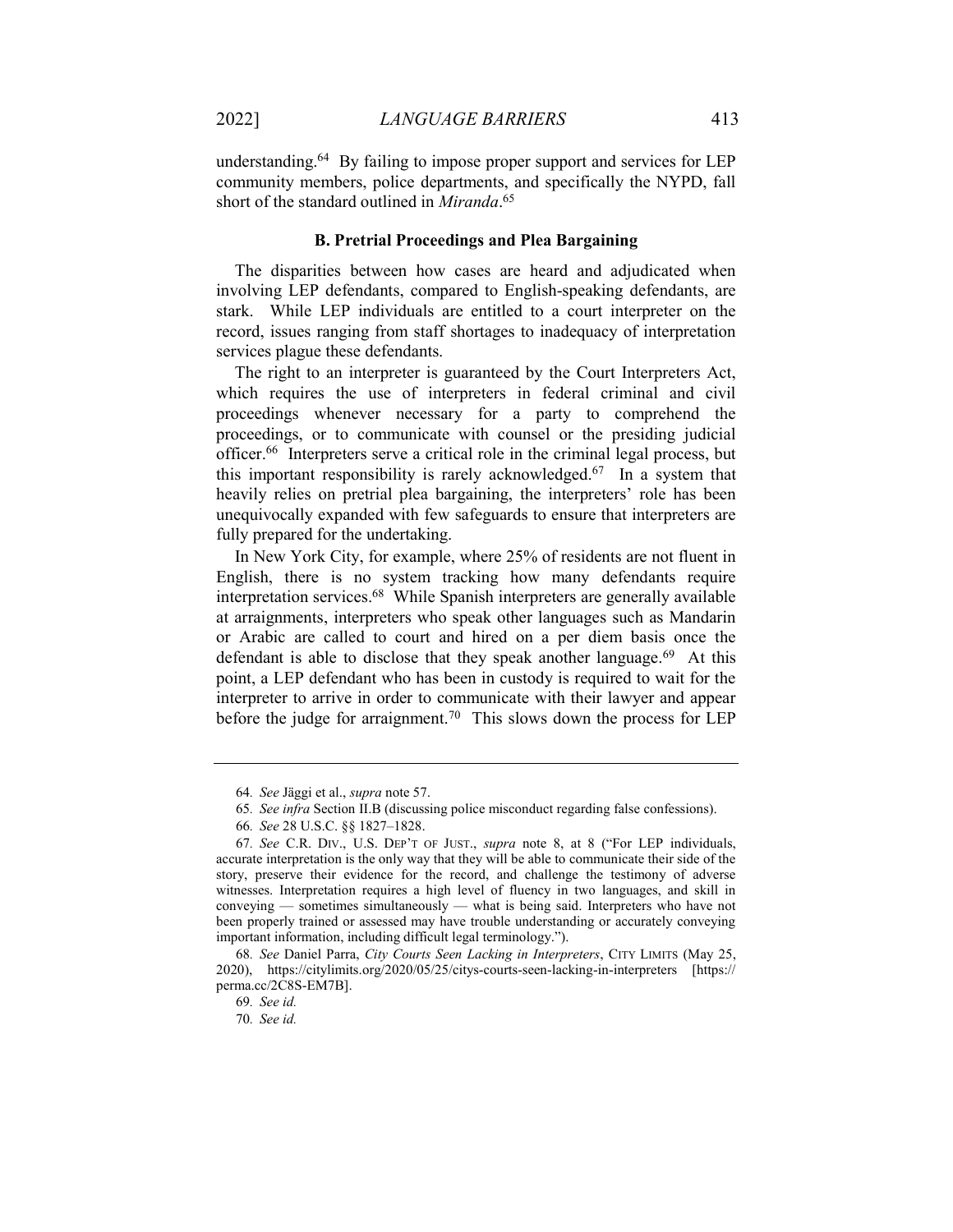understanding.[64] By failing to impose proper support and services for LEP community members, police departments, and specifically the NYPD, fall short of the standard outlined in *Miranda*.[65]

### B. Pretrial Proceedings and Plea Bargaining

The disparities between how cases are heard and adjudicated when involving LEP defendants, compared to English-speaking defendants, are stark. While LEP individuals are entitled to a court interpreter on the record, issues ranging from staff shortages to inadequacy of interpretation services plague these defendants.

The right to an interpreter is guaranteed by the Court Interpreters Act, which requires the use of interpreters in federal criminal and civil proceedings whenever necessary for a party to comprehend the proceedings, or to communicate with counsel or the presiding judicial officer.[66] Interpreters serve a critical role in the criminal legal process, but this important responsibility is rarely acknowledged.[67] In a system that heavily relies on pretrial plea bargaining, the interpreters' role has been unequivocally expanded with few safeguards to ensure that interpreters are fully prepared for the undertaking.

In New York City, for example, where 25% of residents are not fluent in English, there is no system tracking how many defendants require interpretation services.[68] While Spanish interpreters are generally available at arraignments, interpreters who speak other languages such as Mandarin or Arabic are called to court and hired on a per diem basis once the defendant is able to disclose that they speak another language.[69] At this point, a LEP defendant who has been in custody is required to wait for the interpreter to arrive in order to communicate with their lawyer and appear before the judge for arraignment.[70] This slows down the process for LEP

---

64. *See* Jäggi et al., *supra* note 57.

65. *See infra* Section II.B (discussing police misconduct regarding false confessions).

66. *See* 28 U.S.C. §§ 1827–1828.

67. *See* C.R. DIV., U.S. DEP'T OF JUST., *supra* note 8, at 8 ("For LEP individuals, accurate interpretation is the only way that they will be able to communicate their side of the story, preserve their evidence for the record, and challenge the testimony of adverse witnesses. Interpretation requires a high level of fluency in two languages, and skill in conveying — sometimes simultaneously — what is being said. Interpreters who have not been properly trained or assessed may have trouble understanding or accurately conveying important information, including difficult legal terminology.").

68. *See* Daniel Parra, *City Courts Seen Lacking in Interpreters*, CITY LIMITS (May 25, 2020), https://citylimits.org/2020/05/25/citys-courts-seen-lacking-in-interpreters [https://perma.cc/2C8S-EM7B].

69. *See id.*

70. *See id.*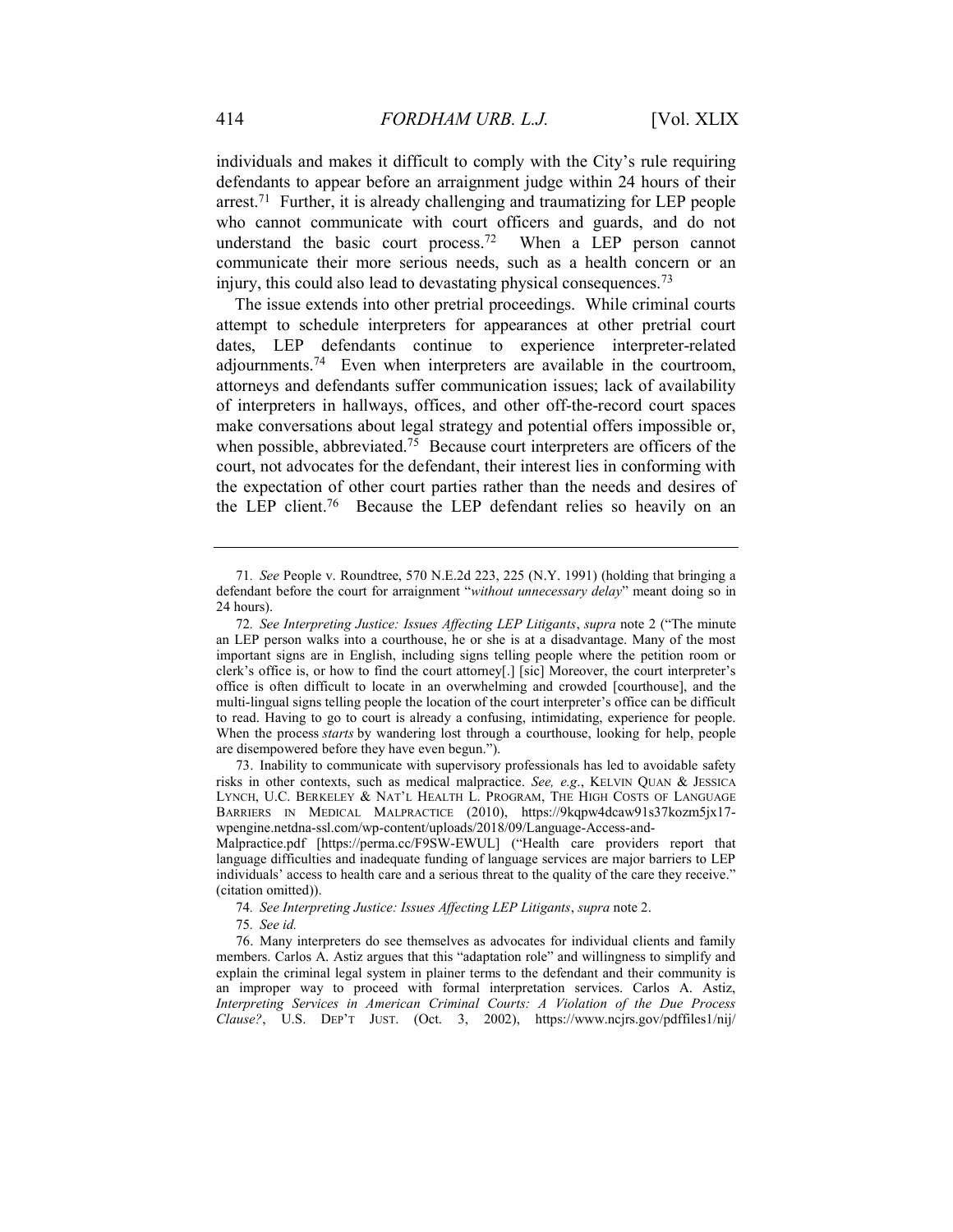individuals and makes it difficult to comply with the City's rule requiring defendants to appear before an arraignment judge within 24 hours of their arrest.[71] Further, it is already challenging and traumatizing for LEP people who cannot communicate with court officers and guards, and do not understand the basic court process.[72] When a LEP person cannot communicate their more serious needs, such as a health concern or an injury, this could also lead to devastating physical consequences.[73]

The issue extends into other pretrial proceedings. While criminal courts attempt to schedule interpreters for appearances at other pretrial court dates, LEP defendants continue to experience interpreter-related adjournments.[74] Even when interpreters are available in the courtroom, attorneys and defendants suffer communication issues; lack of availability of interpreters in hallways, offices, and other off-the-record court spaces make conversations about legal strategy and potential offers impossible or, when possible, abbreviated.[75] Because court interpreters are officers of the court, not advocates for the defendant, their interest lies in conforming with the expectation of other court parties rather than the needs and desires of the LEP client.[76] Because the LEP defendant relies so heavily on an

---

71. *See* People v. Roundtree, 570 N.E.2d 223, 225 (N.Y. 1991) (holding that bringing a defendant before the court for arraignment "*without unnecessary delay*" meant doing so in 24 hours).

72. *See Interpreting Justice: Issues Affecting LEP Litigants*, *supra* note 2 ("The minute an LEP person walks into a courthouse, he or she is at a disadvantage. Many of the most important signs are in English, including signs telling people where the petition room or clerk's office is, or how to find the court attorney[.] [sic] Moreover, the court interpreter's office is often difficult to locate in an overwhelming and crowded [courthouse], and the multi-lingual signs telling people the location of the court interpreter's office can be difficult to read. Having to go to court is already a confusing, intimidating, experience for people. When the process *starts* by wandering lost through a courthouse, looking for help, people are disempowered before they have even begun.").

73. Inability to communicate with supervisory professionals has led to avoidable safety risks in other contexts, such as medical malpractice. *See, e.g.*, KELVIN QUAN & JESSICA LYNCH, U.C. BERKELEY & NAT'L HEALTH L. PROGRAM, THE HIGH COSTS OF LANGUAGE BARRIERS IN MEDICAL MALPRACTICE (2010), https://9kqpw4dcaw91s37kozm5jx17-wpengine.netdna-ssl.com/wp-content/uploads/2018/09/Language-Access-and-Malpractice.pdf [https://perma.cc/F9SW-EWUL] ("Health care providers report that language difficulties and inadequate funding of language services are major barriers to LEP individuals' access to health care and a serious threat to the quality of the care they receive." (citation omitted)).

74. *See Interpreting Justice: Issues Affecting LEP Litigants*, *supra* note 2.

75. *See id.*

76. Many interpreters do see themselves as advocates for individual clients and family members. Carlos A. Astiz argues that this "adaptation role" and willingness to simplify and explain the criminal legal system in plainer terms to the defendant and their community is an improper way to proceed with formal interpretation services. Carlos A. Astiz, *Interpreting Services in American Criminal Courts: A Violation of the Due Process Clause?*, U.S. DEP'T JUST. (Oct. 3, 2002), https://www.ncjrs.gov/pdffiles1/nij/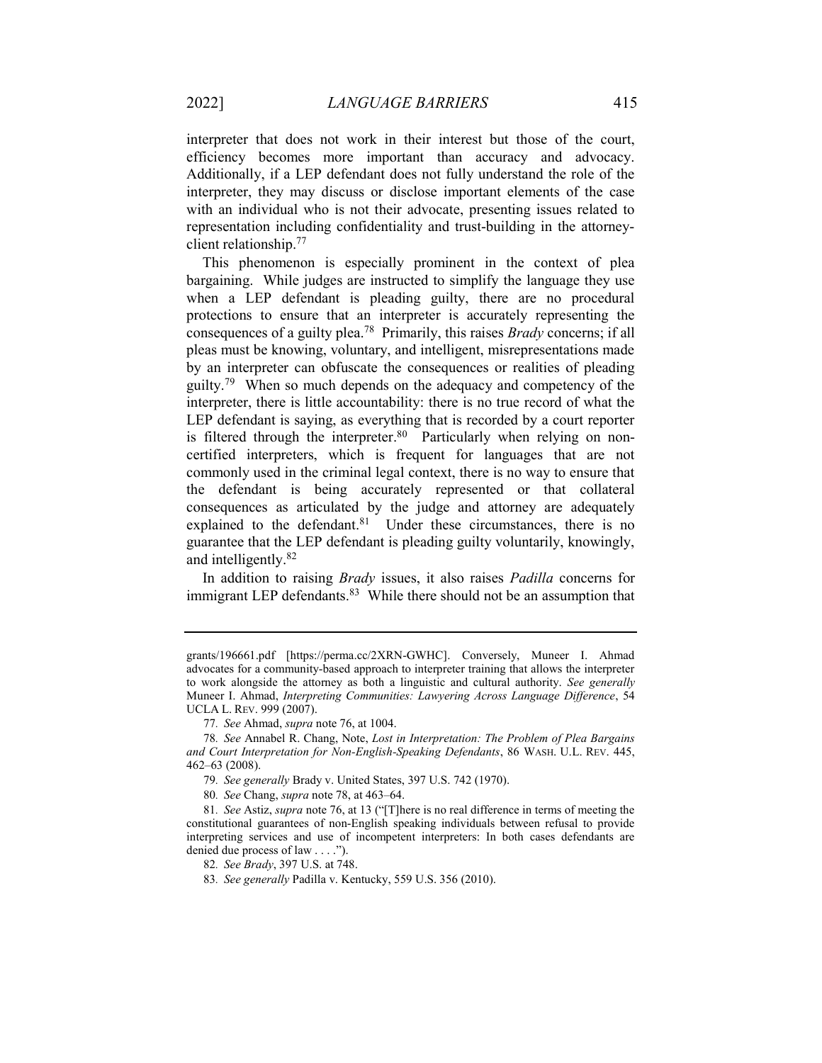interpreter that does not work in their interest but those of the court, efficiency becomes more important than accuracy and advocacy. Additionally, if a LEP defendant does not fully understand the role of the interpreter, they may discuss or disclose important elements of the case with an individual who is not their advocate, presenting issues related to representation including confidentiality and trust-building in the attorney-client relationship.[77]

This phenomenon is especially prominent in the context of plea bargaining. While judges are instructed to simplify the language they use when a LEP defendant is pleading guilty, there are no procedural protections to ensure that an interpreter is accurately representing the consequences of a guilty plea.[78] Primarily, this raises *Brady* concerns; if all pleas must be knowing, voluntary, and intelligent, misrepresentations made by an interpreter can obfuscate the consequences or realities of pleading guilty.[79] When so much depends on the adequacy and competency of the interpreter, there is little accountability: there is no true record of what the LEP defendant is saying, as everything that is recorded by a court reporter is filtered through the interpreter.[80] Particularly when relying on non-certified interpreters, which is frequent for languages that are not commonly used in the criminal legal context, there is no way to ensure that the defendant is being accurately represented or that collateral consequences as articulated by the judge and attorney are adequately explained to the defendant.[81] Under these circumstances, there is no guarantee that the LEP defendant is pleading guilty voluntarily, knowingly, and intelligently.[82]

In addition to raising *Brady* issues, it also raises *Padilla* concerns for immigrant LEP defendants.[83] While there should not be an assumption that

---

grants/196661.pdf [https://perma.cc/2XRN-GWHC]. Conversely, Muneer I. Ahmad advocates for a community-based approach to interpreter training that allows the interpreter to work alongside the attorney as both a linguistic and cultural authority. *See generally* Muneer I. Ahmad, *Interpreting Communities: Lawyering Across Language Difference*, 54 UCLA L. REV. 999 (2007).

77. *See* Ahmad, *supra* note 76, at 1004.

78. *See* Annabel R. Chang, Note, *Lost in Interpretation: The Problem of Plea Bargains and Court Interpretation for Non-English-Speaking Defendants*, 86 WASH. U.L. REV. 445, 462–63 (2008).

79. *See generally* Brady v. United States, 397 U.S. 742 (1970).

80. *See* Chang, *supra* note 78, at 463–64.

81. *See* Astiz, *supra* note 76, at 13 ("[T]here is no real difference in terms of meeting the constitutional guarantees of non-English speaking individuals between refusal to provide interpreting services and use of incompetent interpreters: In both cases defendants are denied due process of law . . . .").

82. *See Brady*, 397 U.S. at 748.

83. *See generally* Padilla v. Kentucky, 559 U.S. 356 (2010).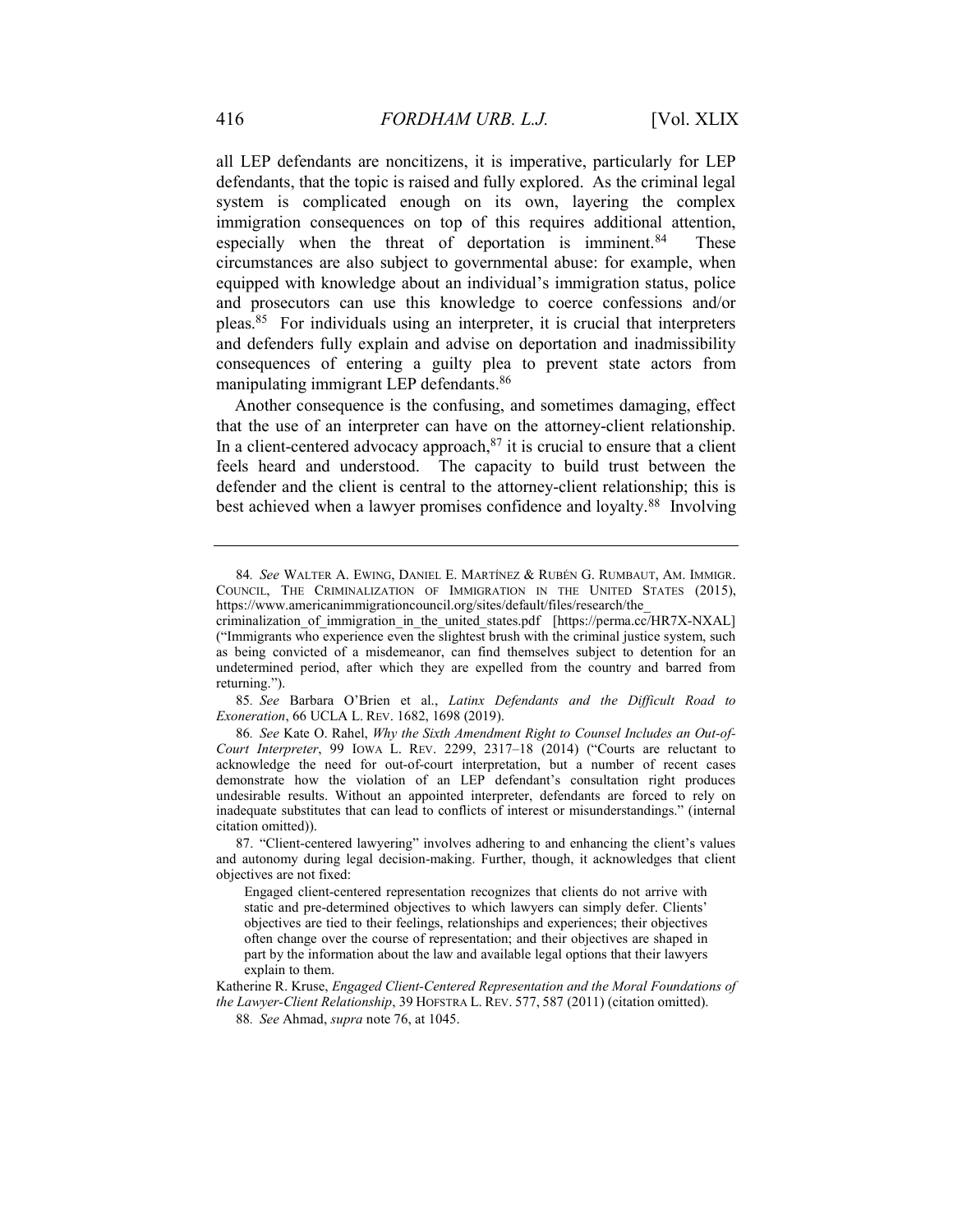all LEP defendants are noncitizens, it is imperative, particularly for LEP defendants, that the topic is raised and fully explored. As the criminal legal system is complicated enough on its own, layering the complex immigration consequences on top of this requires additional attention, especially when the threat of deportation is imminent.[84] These circumstances are also subject to governmental abuse: for example, when equipped with knowledge about an individual's immigration status, police and prosecutors can use this knowledge to coerce confessions and/or pleas.[85] For individuals using an interpreter, it is crucial that interpreters and defenders fully explain and advise on deportation and inadmissibility consequences of entering a guilty plea to prevent state actors from manipulating immigrant LEP defendants.[86]

Another consequence is the confusing, and sometimes damaging, effect that the use of an interpreter can have on the attorney-client relationship. In a client-centered advocacy approach,[87] it is crucial to ensure that a client feels heard and understood. The capacity to build trust between the defender and the client is central to the attorney-client relationship; this is best achieved when a lawyer promises confidence and loyalty.[88] Involving

---

84. *See* WALTER A. EWING, DANIEL E. MARTÍNEZ & RUBÉN G. RUMBAUT, AM. IMMIGR. COUNCIL, THE CRIMINALIZATION OF IMMIGRATION IN THE UNITED STATES (2015), https://www.americanimmigrationcouncil.org/sites/default/files/research/the_criminalization_of_immigration_in_the_united_states.pdf [https://perma.cc/HR7X-NXAL] ("Immigrants who experience even the slightest brush with the criminal justice system, such as being convicted of a misdemeanor, can find themselves subject to detention for an undetermined period, after which they are expelled from the country and barred from returning.").

85. *See* Barbara O'Brien et al., *Latinx Defendants and the Difficult Road to Exoneration*, 66 UCLA L. REV. 1682, 1698 (2019).

86. *See* Kate O. Rahel, *Why the Sixth Amendment Right to Counsel Includes an Out-of-Court Interpreter*, 99 IOWA L. REV. 2299, 2317–18 (2014) ("Courts are reluctant to acknowledge the need for out-of-court interpretation, but a number of recent cases demonstrate how the violation of an LEP defendant's consultation right produces undesirable results. Without an appointed interpreter, defendants are forced to rely on inadequate substitutes that can lead to conflicts of interest or misunderstandings." (internal citation omitted)).

87. "Client-centered lawyering" involves adhering to and enhancing the client's values and autonomy during legal decision-making. Further, though, it acknowledges that client objectives are not fixed:

> Engaged client-centered representation recognizes that clients do not arrive with static and pre-determined objectives to which lawyers can simply defer. Clients' objectives are tied to their feelings, relationships and experiences; their objectives often change over the course of representation; and their objectives are shaped in part by the information about the law and available legal options that their lawyers explain to them.

Katherine R. Kruse, *Engaged Client-Centered Representation and the Moral Foundations of the Lawyer-Client Relationship*, 39 HOFSTRA L. REV. 577, 587 (2011) (citation omitted).

88. *See* Ahmad, *supra* note 76, at 1045.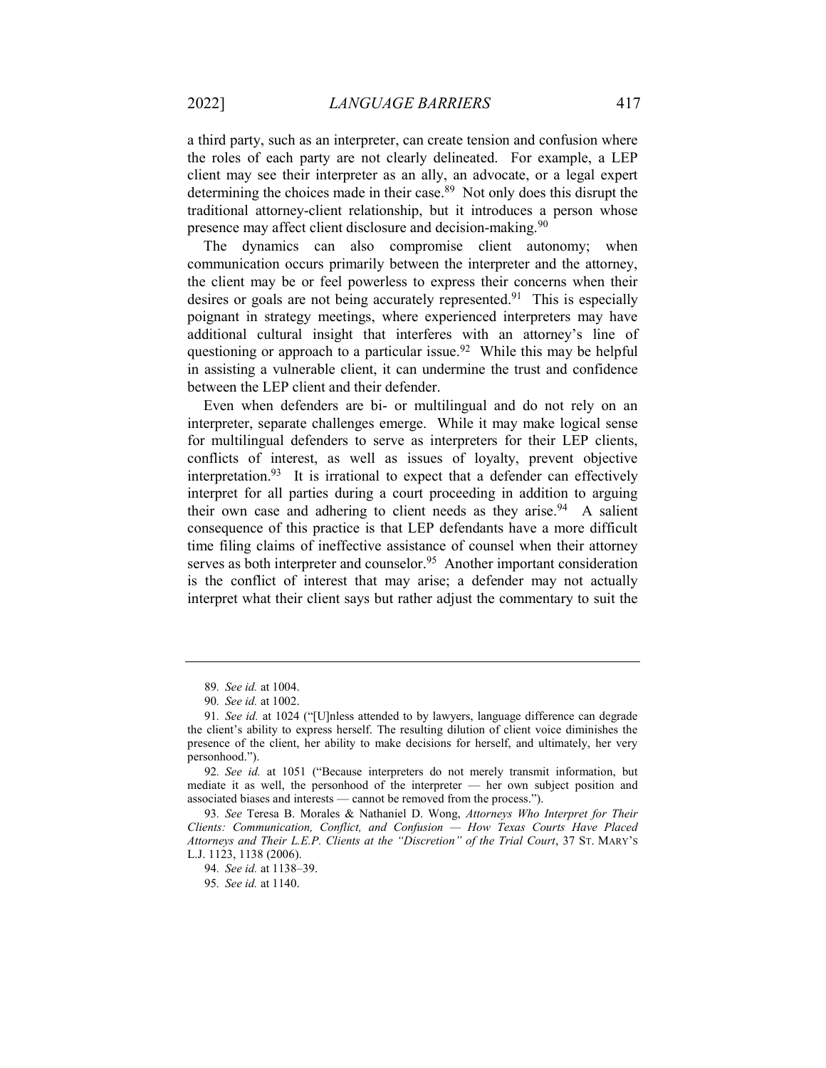a third party, such as an interpreter, can create tension and confusion where the roles of each party are not clearly delineated. For example, a LEP client may see their interpreter as an ally, an advocate, or a legal expert determining the choices made in their case.[89] Not only does this disrupt the traditional attorney-client relationship, but it introduces a person whose presence may affect client disclosure and decision-making.[90]

The dynamics can also compromise client autonomy; when communication occurs primarily between the interpreter and the attorney, the client may be or feel powerless to express their concerns when their desires or goals are not being accurately represented.[91] This is especially poignant in strategy meetings, where experienced interpreters may have additional cultural insight that interferes with an attorney's line of questioning or approach to a particular issue.[92] While this may be helpful in assisting a vulnerable client, it can undermine the trust and confidence between the LEP client and their defender.

Even when defenders are bi- or multilingual and do not rely on an interpreter, separate challenges emerge. While it may make logical sense for multilingual defenders to serve as interpreters for their LEP clients, conflicts of interest, as well as issues of loyalty, prevent objective interpretation.[93] It is irrational to expect that a defender can effectively interpret for all parties during a court proceeding in addition to arguing their own case and adhering to client needs as they arise.[94] A salient consequence of this practice is that LEP defendants have a more difficult time filing claims of ineffective assistance of counsel when their attorney serves as both interpreter and counselor.[95] Another important consideration is the conflict of interest that may arise; a defender may not actually interpret what their client says but rather adjust the commentary to suit the

---

89. *See id.* at 1004.

90. *See id.* at 1002.

91. *See id.* at 1024 ("[U]nless attended to by lawyers, language difference can degrade the client's ability to express herself. The resulting dilution of client voice diminishes the presence of the client, her ability to make decisions for herself, and ultimately, her very personhood.").

92. *See id.* at 1051 ("Because interpreters do not merely transmit information, but mediate it as well, the personhood of the interpreter — her own subject position and associated biases and interests — cannot be removed from the process.").

93. *See* Teresa B. Morales & Nathaniel D. Wong, *Attorneys Who Interpret for Their Clients: Communication, Conflict, and Confusion — How Texas Courts Have Placed Attorneys and Their L.E.P. Clients at the "Discretion" of the Trial Court*, 37 ST. MARY'S L.J. 1123, 1138 (2006).

94. *See id.* at 1138–39.

95. *See id.* at 1140.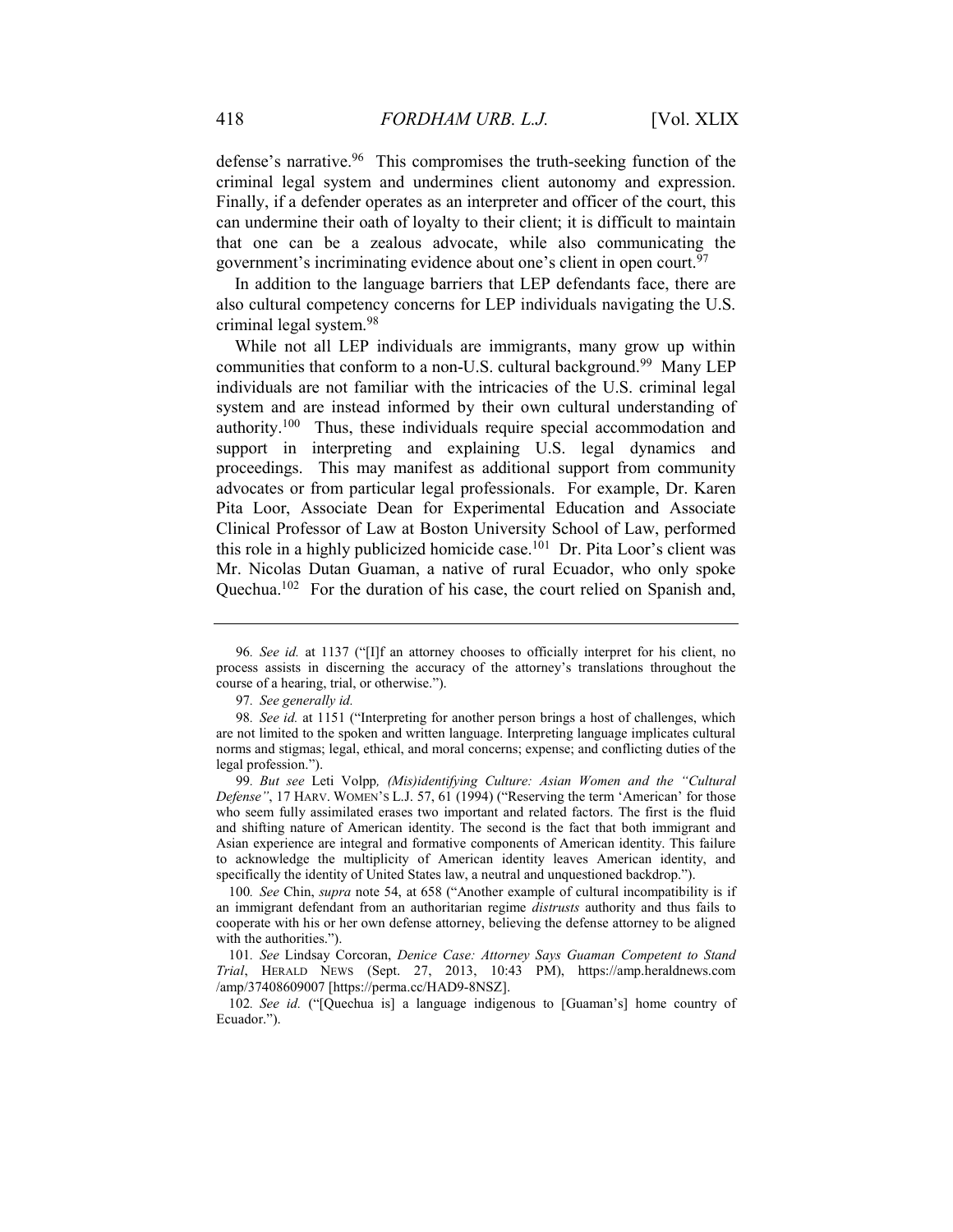defense's narrative.[96] This compromises the truth-seeking function of the criminal legal system and undermines client autonomy and expression. Finally, if a defender operates as an interpreter and officer of the court, this can undermine their oath of loyalty to their client; it is difficult to maintain that one can be a zealous advocate, while also communicating the government's incriminating evidence about one's client in open court.[97]

In addition to the language barriers that LEP defendants face, there are also cultural competency concerns for LEP individuals navigating the U.S. criminal legal system.[98]

While not all LEP individuals are immigrants, many grow up within communities that conform to a non-U.S. cultural background.[99] Many LEP individuals are not familiar with the intricacies of the U.S. criminal legal system and are instead informed by their own cultural understanding of authority.[100] Thus, these individuals require special accommodation and support in interpreting and explaining U.S. legal dynamics and proceedings. This may manifest as additional support from community advocates or from particular legal professionals. For example, Dr. Karen Pita Loor, Associate Dean for Experimental Education and Associate Clinical Professor of Law at Boston University School of Law, performed this role in a highly publicized homicide case.[101] Dr. Pita Loor's client was Mr. Nicolas Dutan Guaman, a native of rural Ecuador, who only spoke Quechua.[102] For the duration of his case, the court relied on Spanish and,

---

96. *See id.* at 1137 ("[I]f an attorney chooses to officially interpret for his client, no process assists in discerning the accuracy of the attorney's translations throughout the course of a hearing, trial, or otherwise.").

97. *See generally id.*

98. *See id.* at 1151 ("Interpreting for another person brings a host of challenges, which are not limited to the spoken and written language. Interpreting language implicates cultural norms and stigmas; legal, ethical, and moral concerns; expense; and conflicting duties of the legal profession.").

99. *But see* Leti Volpp, *(Mis)identifying Culture: Asian Women and the "Cultural Defense"*, 17 HARV. WOMEN'S L.J. 57, 61 (1994) ("Reserving the term 'American' for those who seem fully assimilated erases two important and related factors. The first is the fluid and shifting nature of American identity. The second is the fact that both immigrant and Asian experience are integral and formative components of American identity. This failure to acknowledge the multiplicity of American identity leaves American identity, and specifically the identity of United States law, a neutral and unquestioned backdrop.").

100. *See* Chin, *supra* note 54, at 658 ("Another example of cultural incompatibility is if an immigrant defendant from an authoritarian regime *distrusts* authority and thus fails to cooperate with his or her own defense attorney, believing the defense attorney to be aligned with the authorities.").

101. *See* Lindsay Corcoran, *Denice Case: Attorney Says Guaman Competent to Stand Trial*, HERALD NEWS (Sept. 27, 2013, 10:43 PM), https://amp.heraldnews.com/amp/37408609007 [https://perma.cc/HAD9-8NSZ].

102. *See id.* ("[Quechua is] a language indigenous to [Guaman's] home country of Ecuador.").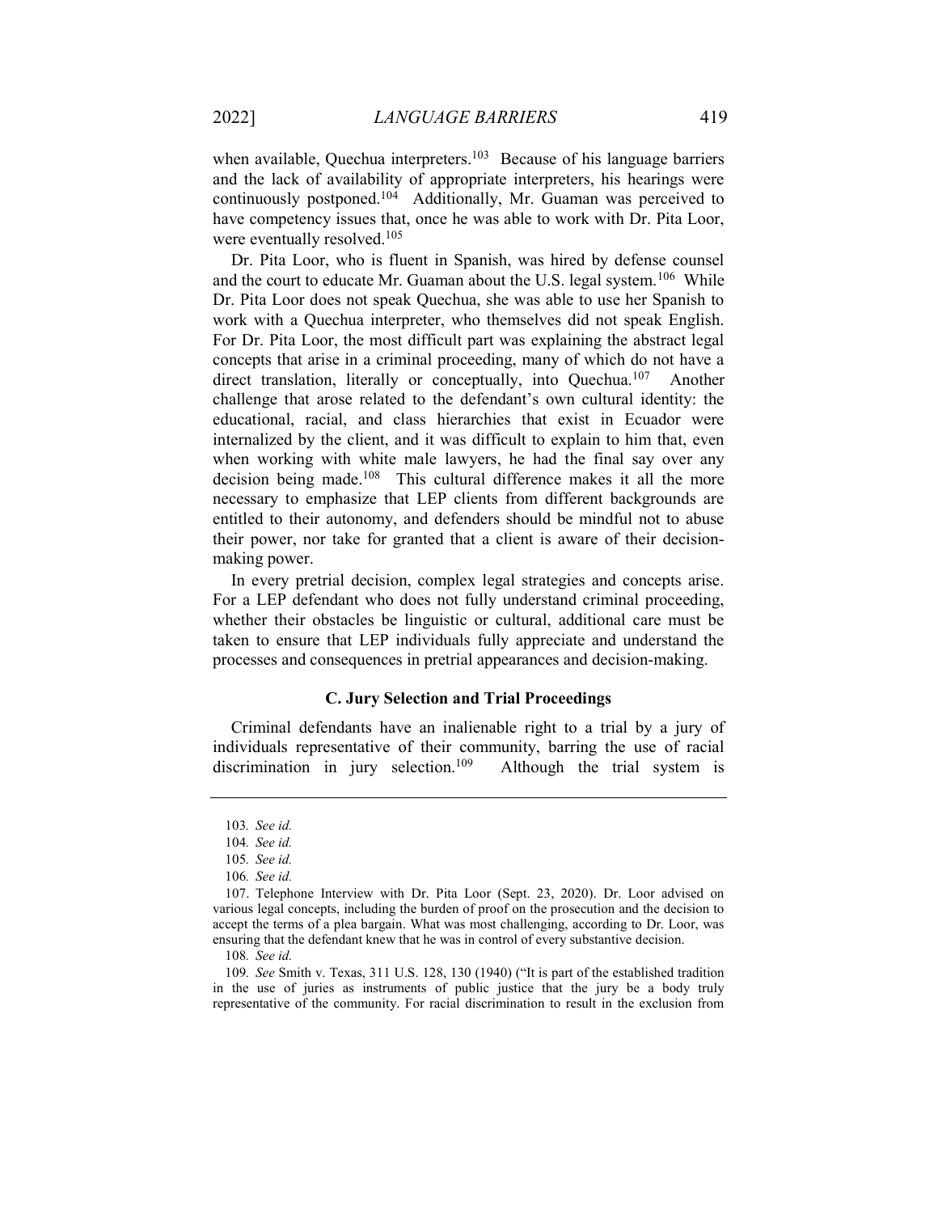when available, Quechua interpreters.[103] Because of his language barriers and the lack of availability of appropriate interpreters, his hearings were continuously postponed.[104] Additionally, Mr. Guaman was perceived to have competency issues that, once he was able to work with Dr. Pita Loor, were eventually resolved.[105]

Dr. Pita Loor, who is fluent in Spanish, was hired by defense counsel and the court to educate Mr. Guaman about the U.S. legal system.[106] While Dr. Pita Loor does not speak Quechua, she was able to use her Spanish to work with a Quechua interpreter, who themselves did not speak English. For Dr. Pita Loor, the most difficult part was explaining the abstract legal concepts that arise in a criminal proceeding, many of which do not have a direct translation, literally or conceptually, into Quechua.[107] Another challenge that arose related to the defendant's own cultural identity: the educational, racial, and class hierarchies that exist in Ecuador were internalized by the client, and it was difficult to explain to him that, even when working with white male lawyers, he had the final say over any decision being made.[108] This cultural difference makes it all the more necessary to emphasize that LEP clients from different backgrounds are entitled to their autonomy, and defenders should be mindful not to abuse their power, nor take for granted that a client is aware of their decision-making power.

In every pretrial decision, complex legal strategies and concepts arise. For a LEP defendant who does not fully understand criminal proceeding, whether their obstacles be linguistic or cultural, additional care must be taken to ensure that LEP individuals fully appreciate and understand the processes and consequences in pretrial appearances and decision-making.

### C. Jury Selection and Trial Proceedings

Criminal defendants have an inalienable right to a trial by a jury of individuals representative of their community, barring the use of racial discrimination in jury selection.[109] Although the trial system is

---

103. *See id.*

104. *See id.*

105. *See id.*

106. *See id.*

107. Telephone Interview with Dr. Pita Loor (Sept. 23, 2020). Dr. Loor advised on various legal concepts, including the burden of proof on the prosecution and the decision to accept the terms of a plea bargain. What was most challenging, according to Dr. Loor, was ensuring that the defendant knew that he was in control of every substantive decision.

108. *See id.*

109. *See* Smith v. Texas, 311 U.S. 128, 130 (1940) ("It is part of the established tradition in the use of juries as instruments of public justice that the jury be a body truly representative of the community. For racial discrimination to result in the exclusion from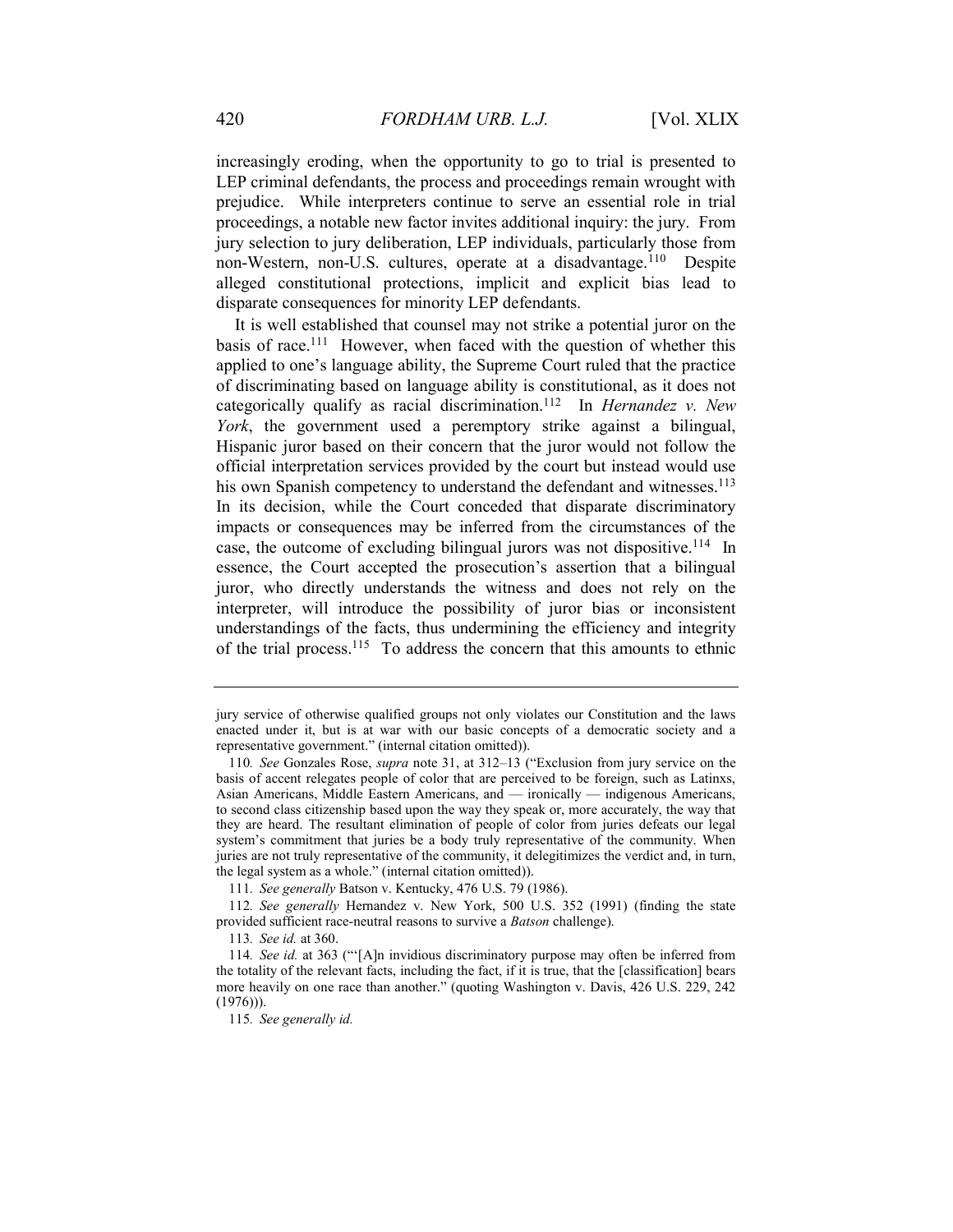increasingly eroding, when the opportunity to go to trial is presented to LEP criminal defendants, the process and proceedings remain wrought with prejudice. While interpreters continue to serve an essential role in trial proceedings, a notable new factor invites additional inquiry: the jury. From jury selection to jury deliberation, LEP individuals, particularly those from non-Western, non-U.S. cultures, operate at a disadvantage.[110] Despite alleged constitutional protections, implicit and explicit bias lead to disparate consequences for minority LEP defendants.

It is well established that counsel may not strike a potential juror on the basis of race.[111] However, when faced with the question of whether this applied to one's language ability, the Supreme Court ruled that the practice of discriminating based on language ability is constitutional, as it does not categorically qualify as racial discrimination.[112] In *Hernandez v. New York*, the government used a peremptory strike against a bilingual, Hispanic juror based on their concern that the juror would not follow the official interpretation services provided by the court but instead would use his own Spanish competency to understand the defendant and witnesses.[113] In its decision, while the Court conceded that disparate discriminatory impacts or consequences may be inferred from the circumstances of the case, the outcome of excluding bilingual jurors was not dispositive.[114] In essence, the Court accepted the prosecution's assertion that a bilingual juror, who directly understands the witness and does not rely on the interpreter, will introduce the possibility of juror bias or inconsistent understandings of the facts, thus undermining the efficiency and integrity of the trial process.[115] To address the concern that this amounts to ethnic

---

jury service of otherwise qualified groups not only violates our Constitution and the laws enacted under it, but is at war with our basic concepts of a democratic society and a representative government." (internal citation omitted)).

110. *See* Gonzales Rose, *supra* note 31, at 312–13 ("Exclusion from jury service on the basis of accent relegates people of color that are perceived to be foreign, such as Latinxs, Asian Americans, Middle Eastern Americans, and — ironically — indigenous Americans, to second class citizenship based upon the way they speak or, more accurately, the way that they are heard. The resultant elimination of people of color from juries defeats our legal system's commitment that juries be a body truly representative of the community. When juries are not truly representative of the community, it delegitimizes the verdict and, in turn, the legal system as a whole." (internal citation omitted)).

111. *See generally* Batson v. Kentucky, 476 U.S. 79 (1986).

112. *See generally* Hernandez v. New York, 500 U.S. 352 (1991) (finding the state provided sufficient race-neutral reasons to survive a *Batson* challenge).

113. *See id.* at 360.

114. *See id.* at 363 ("'[A]n invidious discriminatory purpose may often be inferred from the totality of the relevant facts, including the fact, if it is true, that the [classification] bears more heavily on one race than another." (quoting Washington v. Davis, 426 U.S. 229, 242 (1976))).

115. *See generally id.*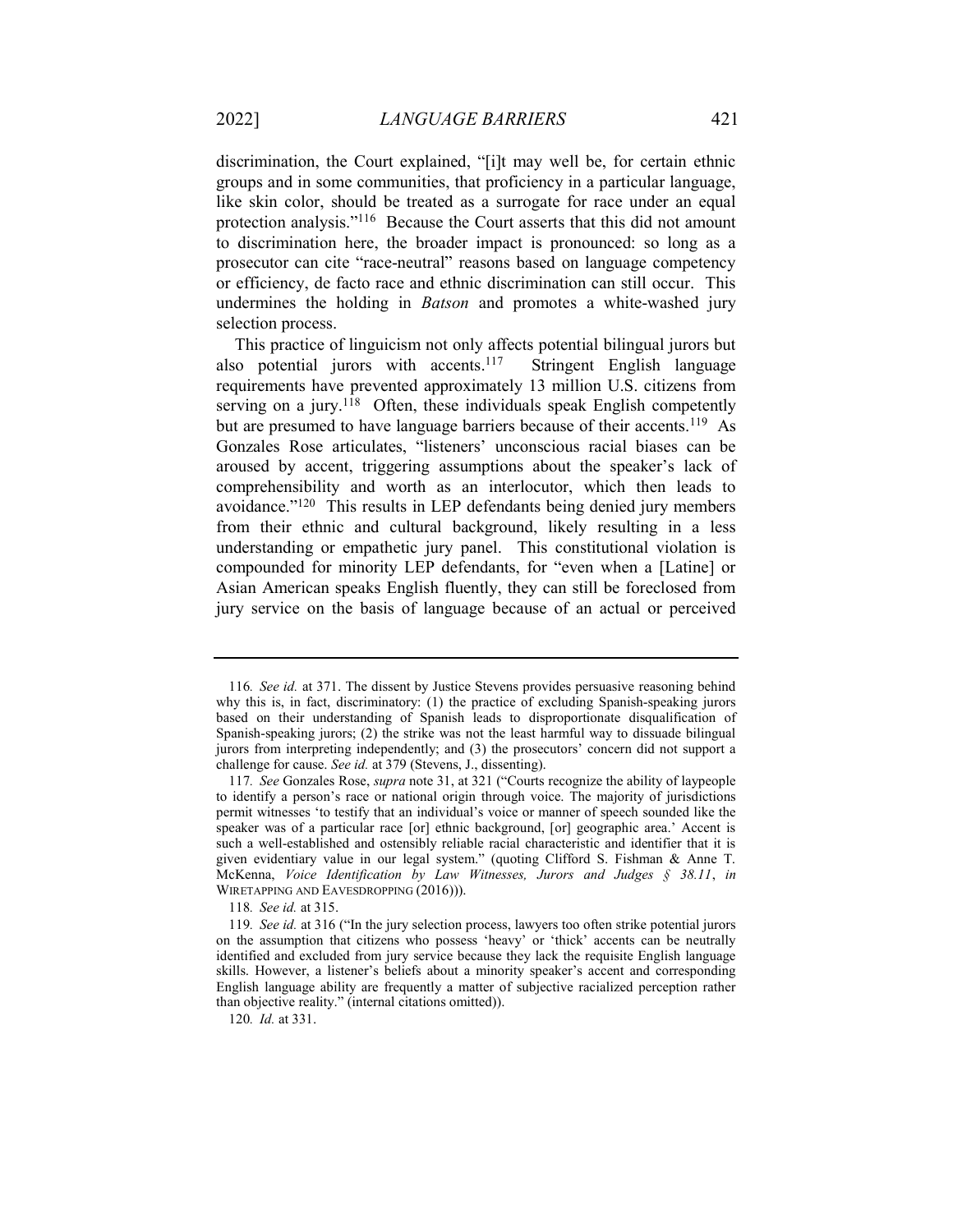discrimination, the Court explained, "[i]t may well be, for certain ethnic groups and in some communities, that proficiency in a particular language, like skin color, should be treated as a surrogate for race under an equal protection analysis."[116] Because the Court asserts that this did not amount to discrimination here, the broader impact is pronounced: so long as a prosecutor can cite "race-neutral" reasons based on language competency or efficiency, de facto race and ethnic discrimination can still occur. This undermines the holding in *Batson* and promotes a white-washed jury selection process.

This practice of linguicism not only affects potential bilingual jurors but also potential jurors with accents.[117] Stringent English language requirements have prevented approximately 13 million U.S. citizens from serving on a jury.[118] Often, these individuals speak English competently but are presumed to have language barriers because of their accents.[119] As Gonzales Rose articulates, "listeners' unconscious racial biases can be aroused by accent, triggering assumptions about the speaker's lack of comprehensibility and worth as an interlocutor, which then leads to avoidance."[120] This results in LEP defendants being denied jury members from their ethnic and cultural background, likely resulting in a less understanding or empathetic jury panel. This constitutional violation is compounded for minority LEP defendants, for "even when a [Latine] or Asian American speaks English fluently, they can still be foreclosed from jury service on the basis of language because of an actual or perceived

---

116. *See id.* at 371. The dissent by Justice Stevens provides persuasive reasoning behind why this is, in fact, discriminatory: (1) the practice of excluding Spanish-speaking jurors based on their understanding of Spanish leads to disproportionate disqualification of Spanish-speaking jurors; (2) the strike was not the least harmful way to dissuade bilingual jurors from interpreting independently; and (3) the prosecutors' concern did not support a challenge for cause. *See id.* at 379 (Stevens, J., dissenting).

117. *See* Gonzales Rose, *supra* note 31, at 321 ("Courts recognize the ability of laypeople to identify a person's race or national origin through voice. The majority of jurisdictions permit witnesses 'to testify that an individual's voice or manner of speech sounded like the speaker was of a particular race [or] ethnic background, [or] geographic area.' Accent is such a well-established and ostensibly reliable racial characteristic and identifier that it is given evidentiary value in our legal system." (quoting Clifford S. Fishman & Anne T. McKenna, *Voice Identification by Law Witnesses, Jurors and Judges § 38.11*, *in* WIRETAPPING AND EAVESDROPPING (2016))).

118. *See id.* at 315.

119. *See id.* at 316 ("In the jury selection process, lawyers too often strike potential jurors on the assumption that citizens who possess 'heavy' or 'thick' accents can be neutrally identified and excluded from jury service because they lack the requisite English language skills. However, a listener's beliefs about a minority speaker's accent and corresponding English language ability are frequently a matter of subjective racialized perception rather than objective reality." (internal citations omitted)).

120. *Id.* at 331.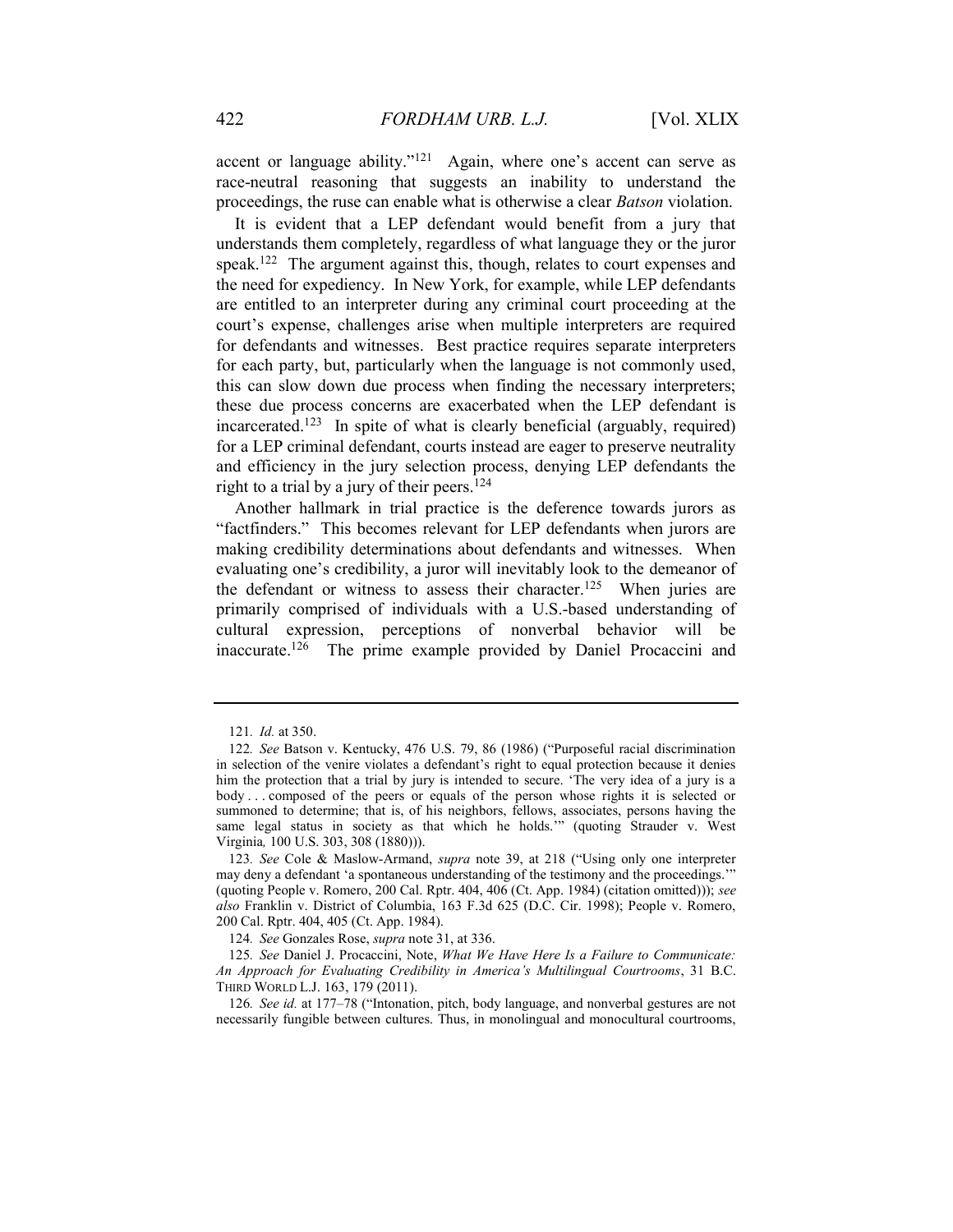accent or language ability."[121] Again, where one's accent can serve as race-neutral reasoning that suggests an inability to understand the proceedings, the ruse can enable what is otherwise a clear *Batson* violation.

It is evident that a LEP defendant would benefit from a jury that understands them completely, regardless of what language they or the juror speak.[122] The argument against this, though, relates to court expenses and the need for expediency. In New York, for example, while LEP defendants are entitled to an interpreter during any criminal court proceeding at the court's expense, challenges arise when multiple interpreters are required for defendants and witnesses. Best practice requires separate interpreters for each party, but, particularly when the language is not commonly used, this can slow down due process when finding the necessary interpreters; these due process concerns are exacerbated when the LEP defendant is incarcerated.[123] In spite of what is clearly beneficial (arguably, required) for a LEP criminal defendant, courts instead are eager to preserve neutrality and efficiency in the jury selection process, denying LEP defendants the right to a trial by a jury of their peers.[124]

Another hallmark in trial practice is the deference towards jurors as "factfinders." This becomes relevant for LEP defendants when jurors are making credibility determinations about defendants and witnesses. When evaluating one's credibility, a juror will inevitably look to the demeanor of the defendant or witness to assess their character.[125] When juries are primarily comprised of individuals with a U.S.-based understanding of cultural expression, perceptions of nonverbal behavior will be inaccurate.[126] The prime example provided by Daniel Procaccini and

---

121. *Id.* at 350.

122. *See* Batson v. Kentucky, 476 U.S. 79, 86 (1986) ("Purposeful racial discrimination in selection of the venire violates a defendant's right to equal protection because it denies him the protection that a trial by jury is intended to secure. 'The very idea of a jury is a body . . . composed of the peers or equals of the person whose rights it is selected or summoned to determine; that is, of his neighbors, fellows, associates, persons having the same legal status in society as that which he holds.'" (quoting Strauder v. West Virginia*,* 100 U.S. 303, 308 (1880))).

123. *See* Cole & Maslow-Armand, *supra* note 39, at 218 ("Using only one interpreter may deny a defendant 'a spontaneous understanding of the testimony and the proceedings.'" (quoting People v. Romero, 200 Cal. Rptr. 404, 406 (Ct. App. 1984) (citation omitted))); *see also* Franklin v. District of Columbia, 163 F.3d 625 (D.C. Cir. 1998); People v. Romero, 200 Cal. Rptr. 404, 405 (Ct. App. 1984).

124. *See* Gonzales Rose, *supra* note 31, at 336.

125. *See* Daniel J. Procaccini, Note, *What We Have Here Is a Failure to Communicate: An Approach for Evaluating Credibility in America's Multilingual Courtrooms*, 31 B.C. THIRD WORLD L.J. 163, 179 (2011).

126. *See id.* at 177–78 ("Intonation, pitch, body language, and nonverbal gestures are not necessarily fungible between cultures. Thus, in monolingual and monocultural courtrooms,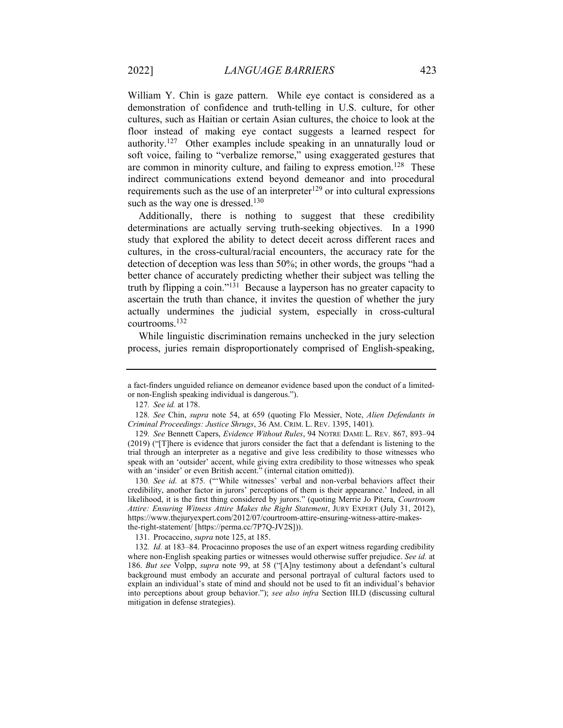William Y. Chin is gaze pattern. While eye contact is considered as a demonstration of confidence and truth-telling in U.S. culture, for other cultures, such as Haitian or certain Asian cultures, the choice to look at the floor instead of making eye contact suggests a learned respect for authority.[127] Other examples include speaking in an unnaturally loud or soft voice, failing to "verbalize remorse," using exaggerated gestures that are common in minority culture, and failing to express emotion.[128] These indirect communications extend beyond demeanor and into procedural requirements such as the use of an interpreter[129] or into cultural expressions such as the way one is dressed.[130]

Additionally, there is nothing to suggest that these credibility determinations are actually serving truth-seeking objectives. In a 1990 study that explored the ability to detect deceit across different races and cultures, in the cross-cultural/racial encounters, the accuracy rate for the detection of deception was less than 50%; in other words, the groups "had a better chance of accurately predicting whether their subject was telling the truth by flipping a coin."[131] Because a layperson has no greater capacity to ascertain the truth than chance, it invites the question of whether the jury actually undermines the judicial system, especially in cross-cultural courtrooms.[132]

While linguistic discrimination remains unchecked in the jury selection process, juries remain disproportionately comprised of English-speaking,

---

a fact-finders unguided reliance on demeanor evidence based upon the conduct of a limited- or non-English speaking individual is dangerous.").

127. *See id.* at 178.

128. *See* Chin, *supra* note 54, at 659 (quoting Flo Messier, Note, *Alien Defendants in Criminal Proceedings: Justice Shrugs*, 36 AM. CRIM. L. REV. 1395, 1401).

129. *See* Bennett Capers, *Evidence Without Rules*, 94 NOTRE DAME L. REV. 867, 893–94 (2019) ("[T]here is evidence that jurors consider the fact that a defendant is listening to the trial through an interpreter as a negative and give less credibility to those witnesses who speak with an 'outsider' accent, while giving extra credibility to those witnesses who speak with an 'insider' or even British accent." (internal citation omitted)).

130. *See id.* at 875. ("'While witnesses' verbal and non-verbal behaviors affect their credibility, another factor in jurors' perceptions of them is their appearance.' Indeed, in all likelihood, it is the first thing considered by jurors." (quoting Merrie Jo Pitera, *Courtroom Attire: Ensuring Witness Attire Makes the Right Statement*, JURY EXPERT (July 31, 2012), https://www.thejuryexpert.com/2012/07/courtroom-attire-ensuring-witness-attire-makes-the-right-statement/ [https://perma.cc/7P7Q-JV2S])).

131. Procaccino, *supra* note 125, at 185.

132. *Id.* at 183–84. Procacinno proposes the use of an expert witness regarding credibility where non-English speaking parties or witnesses would otherwise suffer prejudice. *See id.* at 186. *But see* Volpp, *supra* note 99, at 58 ("[A]ny testimony about a defendant's cultural background must embody an accurate and personal portrayal of cultural factors used to explain an individual's state of mind and should not be used to fit an individual's behavior into perceptions about group behavior."); *see also infra* Section III.D (discussing cultural mitigation in defense strategies).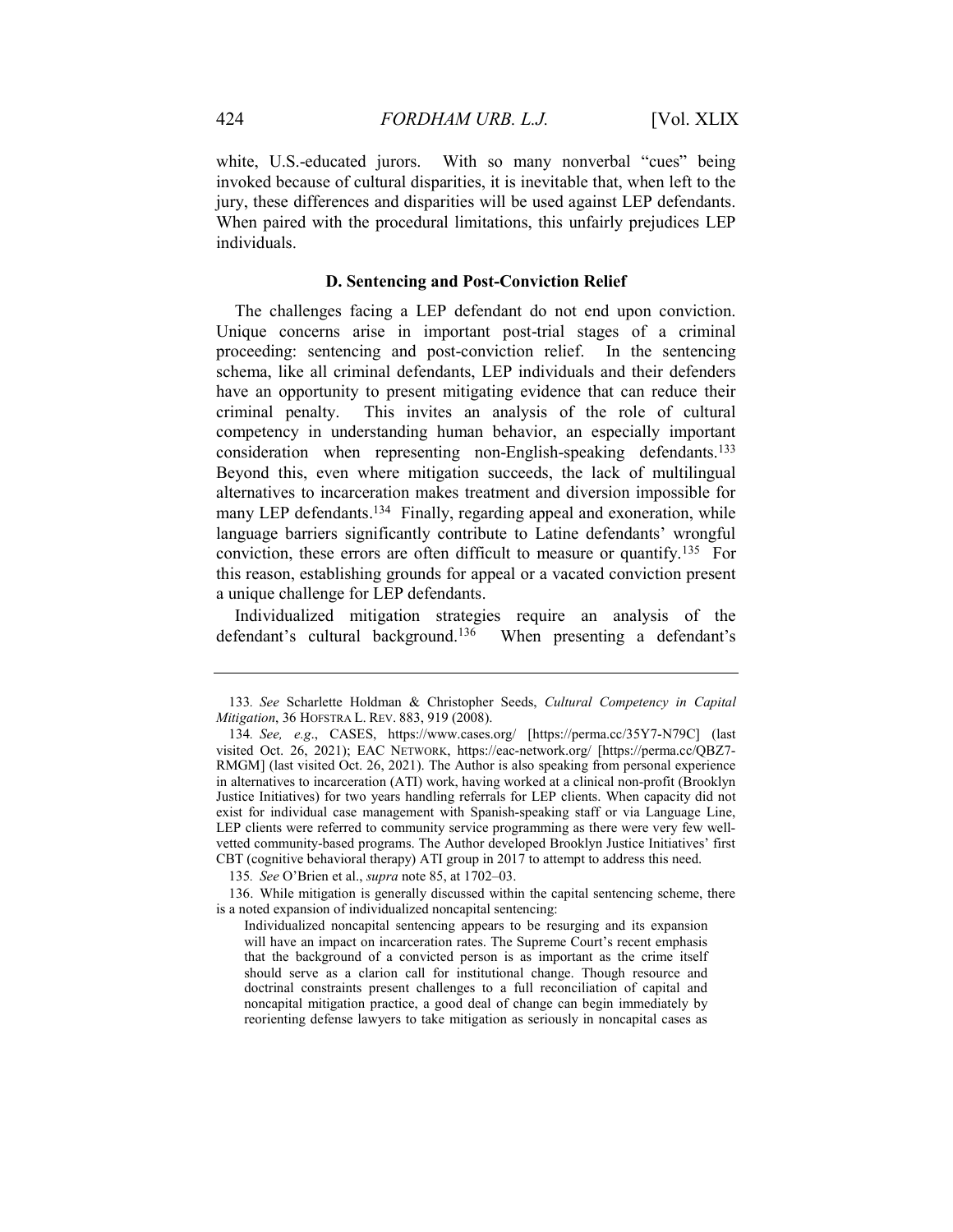white, U.S.-educated jurors. With so many nonverbal "cues" being invoked because of cultural disparities, it is inevitable that, when left to the jury, these differences and disparities will be used against LEP defendants. When paired with the procedural limitations, this unfairly prejudices LEP individuals.

### D. Sentencing and Post-Conviction Relief

The challenges facing a LEP defendant do not end upon conviction. Unique concerns arise in important post-trial stages of a criminal proceeding: sentencing and post-conviction relief. In the sentencing schema, like all criminal defendants, LEP individuals and their defenders have an opportunity to present mitigating evidence that can reduce their criminal penalty. This invites an analysis of the role of cultural competency in understanding human behavior, an especially important consideration when representing non-English-speaking defendants.[133] Beyond this, even where mitigation succeeds, the lack of multilingual alternatives to incarceration makes treatment and diversion impossible for many LEP defendants.[134] Finally, regarding appeal and exoneration, while language barriers significantly contribute to Latine defendants' wrongful conviction, these errors are often difficult to measure or quantify.[135] For this reason, establishing grounds for appeal or a vacated conviction present a unique challenge for LEP defendants.

Individualized mitigation strategies require an analysis of the defendant's cultural background.[136] When presenting a defendant's

---

133. *See* Scharlette Holdman & Christopher Seeds, *Cultural Competency in Capital Mitigation*, 36 HOFSTRA L. REV. 883, 919 (2008).

134. *See, e.g.*, CASES, https://www.cases.org/ [https://perma.cc/35Y7-N79C] (last visited Oct. 26, 2021); EAC NETWORK, https://eac-network.org/ [https://perma.cc/QBZ7-RMGM] (last visited Oct. 26, 2021). The Author is also speaking from personal experience in alternatives to incarceration (ATI) work, having worked at a clinical non-profit (Brooklyn Justice Initiatives) for two years handling referrals for LEP clients. When capacity did not exist for individual case management with Spanish-speaking staff or via Language Line, LEP clients were referred to community service programming as there were very few well-vetted community-based programs. The Author developed Brooklyn Justice Initiatives' first CBT (cognitive behavioral therapy) ATI group in 2017 to attempt to address this need.

135. *See* O'Brien et al., *supra* note 85, at 1702–03.

136. While mitigation is generally discussed within the capital sentencing scheme, there is a noted expansion of individualized noncapital sentencing:

> Individualized noncapital sentencing appears to be resurging and its expansion will have an impact on incarceration rates. The Supreme Court's recent emphasis that the background of a convicted person is as important as the crime itself should serve as a clarion call for institutional change. Though resource and doctrinal constraints present challenges to a full reconciliation of capital and noncapital mitigation practice, a good deal of change can begin immediately by reorienting defense lawyers to take mitigation as seriously in noncapital cases as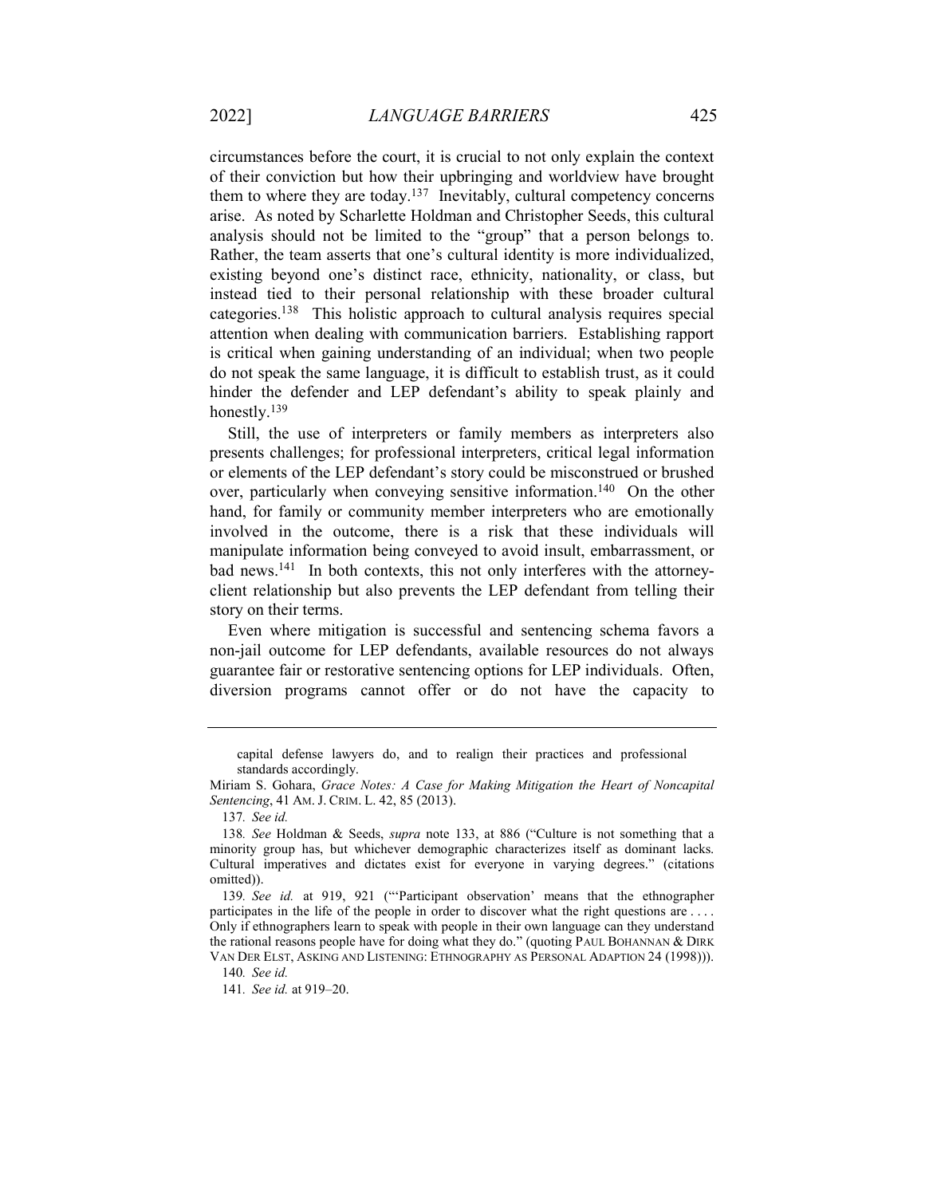circumstances before the court, it is crucial to not only explain the context of their conviction but how their upbringing and worldview have brought them to where they are today.[137] Inevitably, cultural competency concerns arise. As noted by Scharlette Holdman and Christopher Seeds, this cultural analysis should not be limited to the "group" that a person belongs to. Rather, the team asserts that one's cultural identity is more individualized, existing beyond one's distinct race, ethnicity, nationality, or class, but instead tied to their personal relationship with these broader cultural categories.[138] This holistic approach to cultural analysis requires special attention when dealing with communication barriers. Establishing rapport is critical when gaining understanding of an individual; when two people do not speak the same language, it is difficult to establish trust, as it could hinder the defender and LEP defendant's ability to speak plainly and honestly.[139]

Still, the use of interpreters or family members as interpreters also presents challenges; for professional interpreters, critical legal information or elements of the LEP defendant's story could be misconstrued or brushed over, particularly when conveying sensitive information.[140] On the other hand, for family or community member interpreters who are emotionally involved in the outcome, there is a risk that these individuals will manipulate information being conveyed to avoid insult, embarrassment, or bad news.[141] In both contexts, this not only interferes with the attorney-client relationship but also prevents the LEP defendant from telling their story on their terms.

Even where mitigation is successful and sentencing schema favors a non-jail outcome for LEP defendants, available resources do not always guarantee fair or restorative sentencing options for LEP individuals. Often, diversion programs cannot offer or do not have the capacity to

---

> capital defense lawyers do, and to realign their practices and professional standards accordingly.

Miriam S. Gohara, *Grace Notes: A Case for Making Mitigation the Heart of Noncapital Sentencing*, 41 AM. J. CRIM. L. 42, 85 (2013).

137. *See id.*

138. *See* Holdman & Seeds, *supra* note 133, at 886 ("Culture is not something that a minority group has, but whichever demographic characterizes itself as dominant lacks. Cultural imperatives and dictates exist for everyone in varying degrees." (citations omitted)).

139. *See id.* at 919, 921 ("'Participant observation' means that the ethnographer participates in the life of the people in order to discover what the right questions are . . . . Only if ethnographers learn to speak with people in their own language can they understand the rational reasons people have for doing what they do." (quoting PAUL BOHANNAN & DIRK VAN DER ELST, ASKING AND LISTENING: ETHNOGRAPHY AS PERSONAL ADAPTION 24 (1998))).

140. *See id.*

141. *See id.* at 919–20.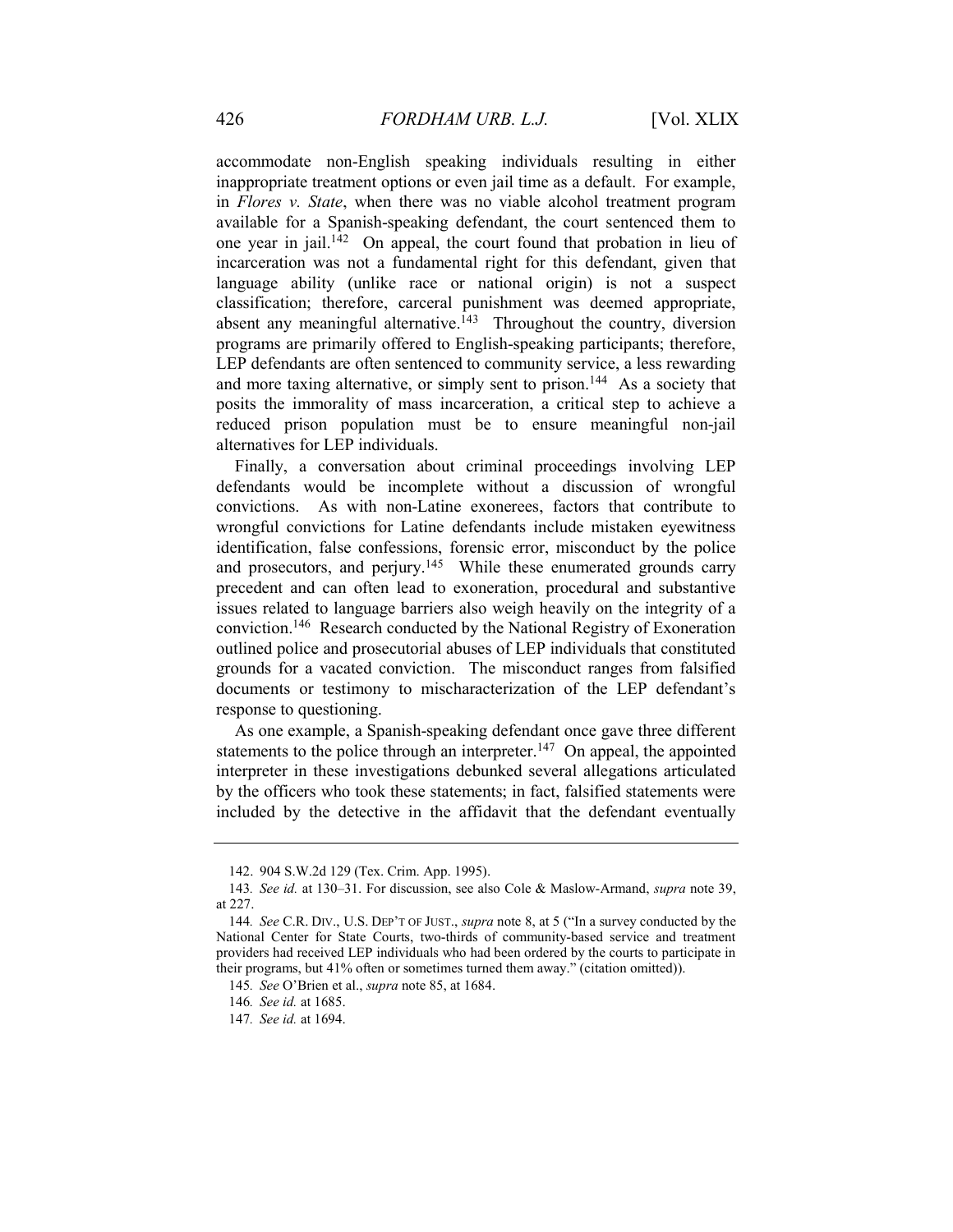accommodate non-English speaking individuals resulting in either inappropriate treatment options or even jail time as a default. For example, in *Flores v. State*, when there was no viable alcohol treatment program available for a Spanish-speaking defendant, the court sentenced them to one year in jail.[142] On appeal, the court found that probation in lieu of incarceration was not a fundamental right for this defendant, given that language ability (unlike race or national origin) is not a suspect classification; therefore, carceral punishment was deemed appropriate, absent any meaningful alternative.[143] Throughout the country, diversion programs are primarily offered to English-speaking participants; therefore, LEP defendants are often sentenced to community service, a less rewarding and more taxing alternative, or simply sent to prison.[144] As a society that posits the immorality of mass incarceration, a critical step to achieve a reduced prison population must be to ensure meaningful non-jail alternatives for LEP individuals.

Finally, a conversation about criminal proceedings involving LEP defendants would be incomplete without a discussion of wrongful convictions. As with non-Latine exonerees, factors that contribute to wrongful convictions for Latine defendants include mistaken eyewitness identification, false confessions, forensic error, misconduct by the police and prosecutors, and perjury.[145] While these enumerated grounds carry precedent and can often lead to exoneration, procedural and substantive issues related to language barriers also weigh heavily on the integrity of a conviction.[146] Research conducted by the National Registry of Exoneration outlined police and prosecutorial abuses of LEP individuals that constituted grounds for a vacated conviction. The misconduct ranges from falsified documents or testimony to mischaracterization of the LEP defendant's response to questioning.

As one example, a Spanish-speaking defendant once gave three different statements to the police through an interpreter.[147] On appeal, the appointed interpreter in these investigations debunked several allegations articulated by the officers who took these statements; in fact, falsified statements were included by the detective in the affidavit that the defendant eventually

---

142. 904 S.W.2d 129 (Tex. Crim. App. 1995).

143. *See id.* at 130–31. For discussion, see also Cole & Maslow-Armand, *supra* note 39, at 227.

144. *See* C.R. DIV., U.S. DEP'T OF JUST., *supra* note 8, at 5 ("In a survey conducted by the National Center for State Courts, two-thirds of community-based service and treatment providers had received LEP individuals who had been ordered by the courts to participate in their programs, but 41% often or sometimes turned them away." (citation omitted)).

145. *See* O'Brien et al., *supra* note 85, at 1684.

146. *See id.* at 1685.

147. *See id.* at 1694.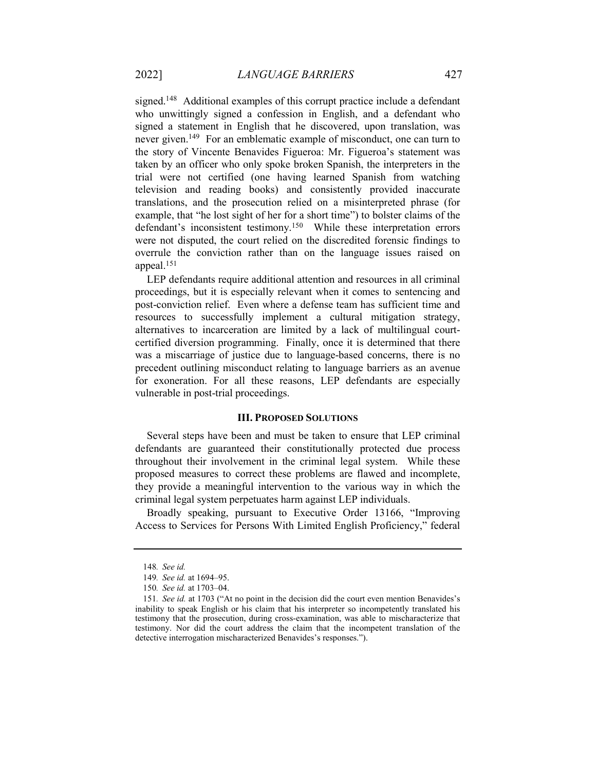signed.[148] Additional examples of this corrupt practice include a defendant who unwittingly signed a confession in English, and a defendant who signed a statement in English that he discovered, upon translation, was never given.[149] For an emblematic example of misconduct, one can turn to the story of Vincente Benavides Figueroa: Mr. Figueroa's statement was taken by an officer who only spoke broken Spanish, the interpreters in the trial were not certified (one having learned Spanish from watching television and reading books) and consistently provided inaccurate translations, and the prosecution relied on a misinterpreted phrase (for example, that "he lost sight of her for a short time") to bolster claims of the defendant's inconsistent testimony.[150] While these interpretation errors were not disputed, the court relied on the discredited forensic findings to overrule the conviction rather than on the language issues raised on appeal.[151]

LEP defendants require additional attention and resources in all criminal proceedings, but it is especially relevant when it comes to sentencing and post-conviction relief. Even where a defense team has sufficient time and resources to successfully implement a cultural mitigation strategy, alternatives to incarceration are limited by a lack of multilingual court-certified diversion programming. Finally, once it is determined that there was a miscarriage of justice due to language-based concerns, there is no precedent outlining misconduct relating to language barriers as an avenue for exoneration. For all these reasons, LEP defendants are especially vulnerable in post-trial proceedings.

## III. PROPOSED SOLUTIONS

Several steps have been and must be taken to ensure that LEP criminal defendants are guaranteed their constitutionally protected due process throughout their involvement in the criminal legal system. While these proposed measures to correct these problems are flawed and incomplete, they provide a meaningful intervention to the various way in which the criminal legal system perpetuates harm against LEP individuals.

Broadly speaking, pursuant to Executive Order 13166, "Improving Access to Services for Persons With Limited English Proficiency," federal

---

148. *See id.*

149. *See id.* at 1694–95.

150. *See id.* at 1703–04.

151. *See id.* at 1703 ("At no point in the decision did the court even mention Benavides's inability to speak English or his claim that his interpreter so incompetently translated his testimony that the prosecution, during cross-examination, was able to mischaracterize that testimony. Nor did the court address the claim that the incompetent translation of the detective interrogation mischaracterized Benavides's responses.").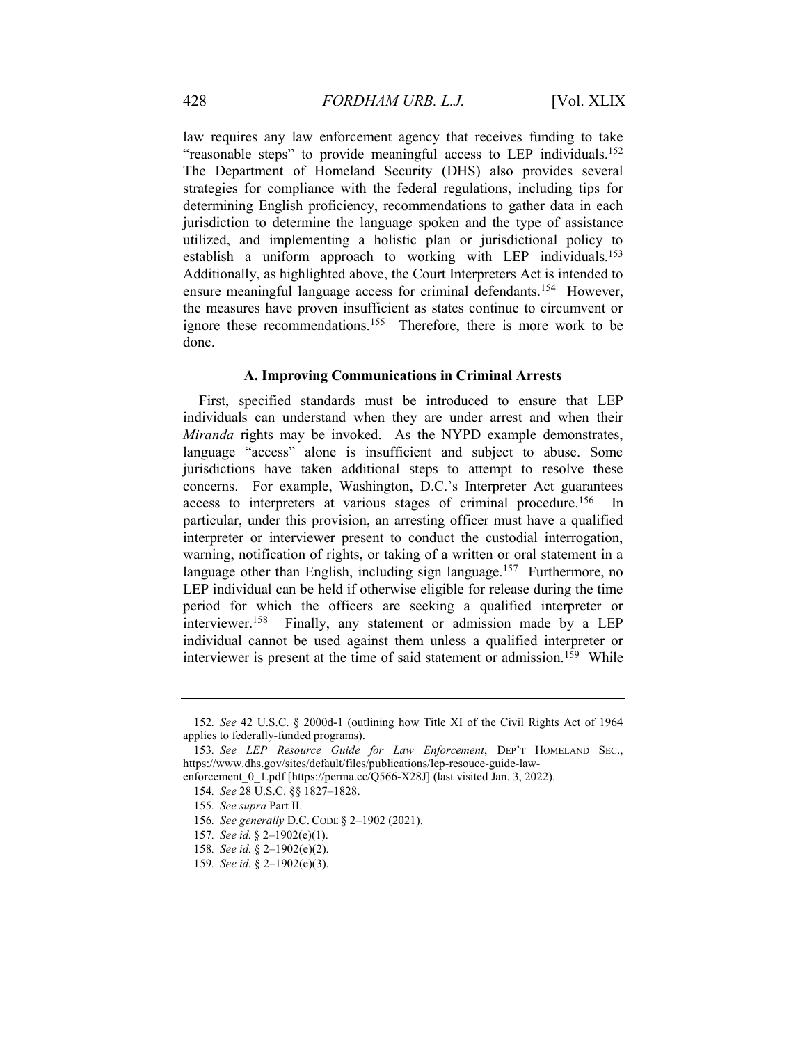law requires any law enforcement agency that receives funding to take "reasonable steps" to provide meaningful access to LEP individuals.[152] The Department of Homeland Security (DHS) also provides several strategies for compliance with the federal regulations, including tips for determining English proficiency, recommendations to gather data in each jurisdiction to determine the language spoken and the type of assistance utilized, and implementing a holistic plan or jurisdictional policy to establish a uniform approach to working with LEP individuals.[153] Additionally, as highlighted above, the Court Interpreters Act is intended to ensure meaningful language access for criminal defendants.[154] However, the measures have proven insufficient as states continue to circumvent or ignore these recommendations.[155] Therefore, there is more work to be done.

### A. Improving Communications in Criminal Arrests

First, specified standards must be introduced to ensure that LEP individuals can understand when they are under arrest and when their *Miranda* rights may be invoked. As the NYPD example demonstrates, language "access" alone is insufficient and subject to abuse. Some jurisdictions have taken additional steps to attempt to resolve these concerns. For example, Washington, D.C.'s Interpreter Act guarantees access to interpreters at various stages of criminal procedure.[156] In particular, under this provision, an arresting officer must have a qualified interpreter or interviewer present to conduct the custodial interrogation, warning, notification of rights, or taking of a written or oral statement in a language other than English, including sign language.[157] Furthermore, no LEP individual can be held if otherwise eligible for release during the time period for which the officers are seeking a qualified interpreter or interviewer.[158] Finally, any statement or admission made by a LEP individual cannot be used against them unless a qualified interpreter or interviewer is present at the time of said statement or admission.[159] While

---

152. *See* 42 U.S.C. § 2000d-1 (outlining how Title XI of the Civil Rights Act of 1964 applies to federally-funded programs).

153. *See LEP Resource Guide for Law Enforcement*, DEP'T HOMELAND SEC., https://www.dhs.gov/sites/default/files/publications/lep-resouce-guide-law-enforcement_0_1.pdf [https://perma.cc/Q566-X28J] (last visited Jan. 3, 2022).

154. *See* 28 U.S.C. §§ 1827–1828.

155. *See supra* Part II.

156. *See generally* D.C. CODE § 2–1902 (2021).

157. *See id.* § 2–1902(e)(1).

158. *See id.* § 2–1902(e)(2).

159. *See id.* § 2–1902(e)(3).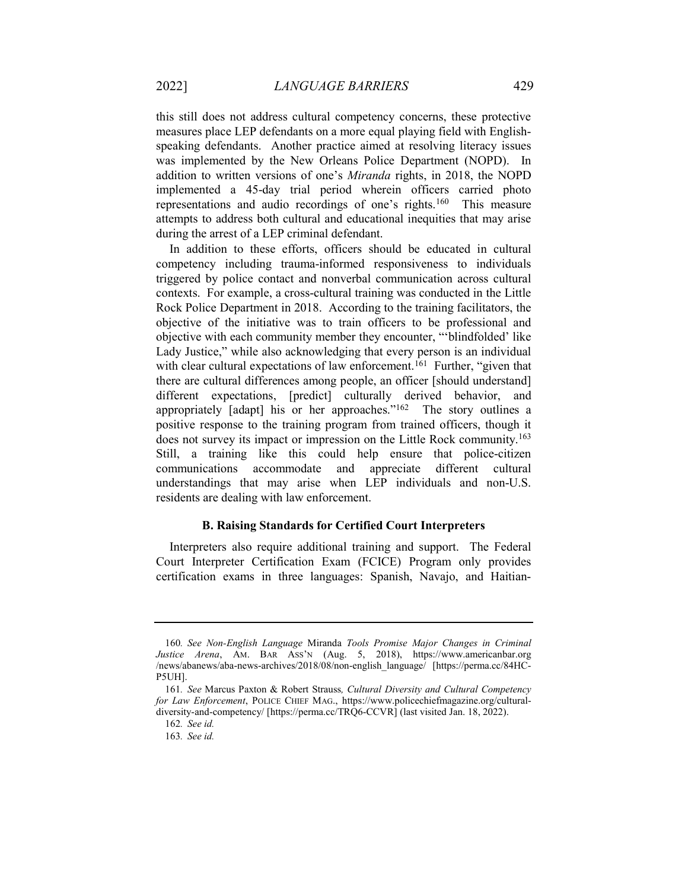this still does not address cultural competency concerns, these protective measures place LEP defendants on a more equal playing field with English-speaking defendants. Another practice aimed at resolving literacy issues was implemented by the New Orleans Police Department (NOPD). In addition to written versions of one's *Miranda* rights, in 2018, the NOPD implemented a 45-day trial period wherein officers carried photo representations and audio recordings of one's rights.[160] This measure attempts to address both cultural and educational inequities that may arise during the arrest of a LEP criminal defendant.

In addition to these efforts, officers should be educated in cultural competency including trauma-informed responsiveness to individuals triggered by police contact and nonverbal communication across cultural contexts. For example, a cross-cultural training was conducted in the Little Rock Police Department in 2018. According to the training facilitators, the objective of the initiative was to train officers to be professional and objective with each community member they encounter, "'blindfolded' like Lady Justice," while also acknowledging that every person is an individual with clear cultural expectations of law enforcement.[161] Further, "given that there are cultural differences among people, an officer [should understand] different expectations, [predict] culturally derived behavior, and appropriately [adapt] his or her approaches."[162] The story outlines a positive response to the training program from trained officers, though it does not survey its impact or impression on the Little Rock community.[163] Still, a training like this could help ensure that police-citizen communications accommodate and appreciate different cultural understandings that may arise when LEP individuals and non-U.S. residents are dealing with law enforcement.

### B. Raising Standards for Certified Court Interpreters

Interpreters also require additional training and support. The Federal Court Interpreter Certification Exam (FCICE) Program only provides certification exams in three languages: Spanish, Navajo, and Haitian-

---

160. *See Non-English Language* Miranda *Tools Promise Major Changes in Criminal Justice Arena*, AM. BAR ASS'N (Aug. 5, 2018), https://www.americanbar.org/news/abanews/aba-news-archives/2018/08/non-english_language/ [https://perma.cc/84HC-P5UH].

161. *See* Marcus Paxton & Robert Strauss*, Cultural Diversity and Cultural Competency for Law Enforcement*, POLICE CHIEF MAG., https://www.policechiefmagazine.org/cultural-diversity-and-competency/ [https://perma.cc/TRQ6-CCVR] (last visited Jan. 18, 2022).

162. *See id.*

163. *See id.*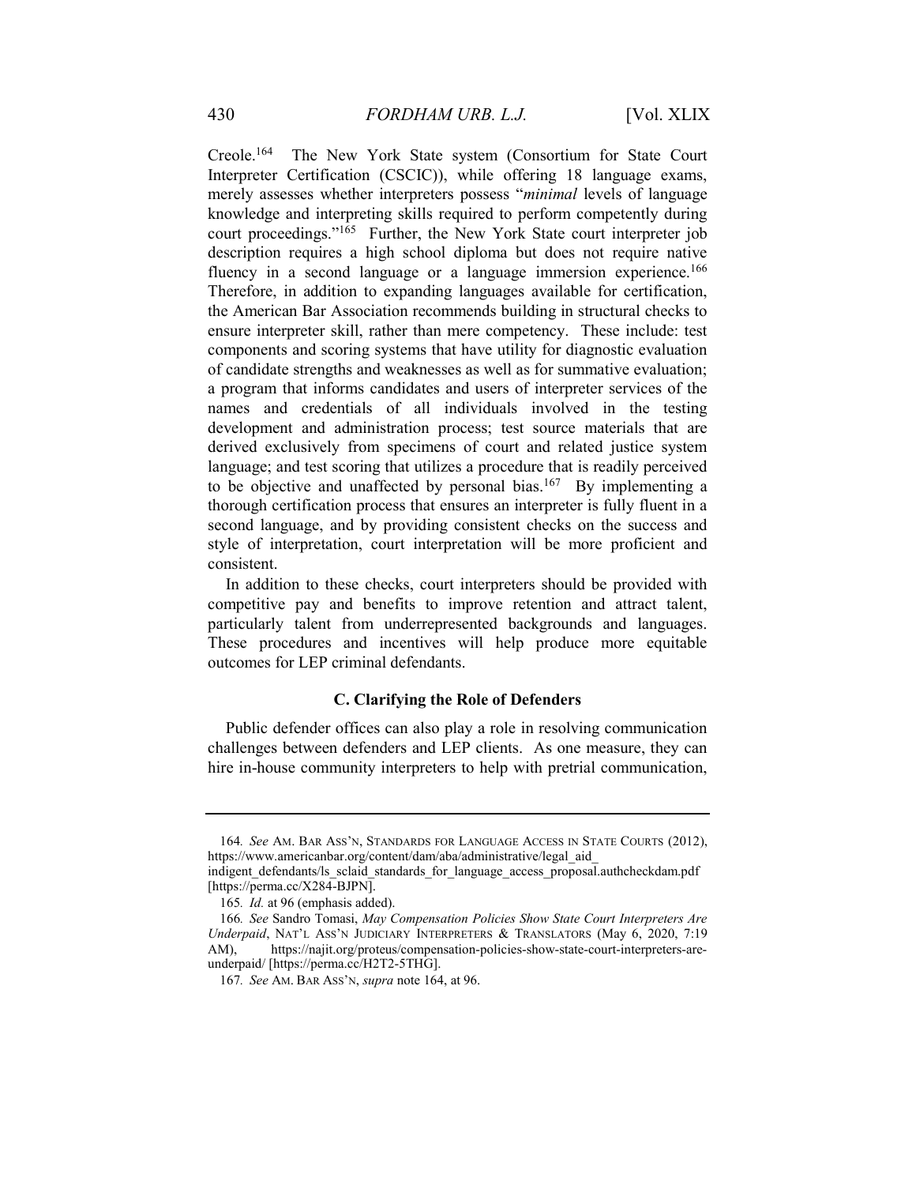Creole.[164] The New York State system (Consortium for State Court Interpreter Certification (CSCIC)), while offering 18 language exams, merely assesses whether interpreters possess "*minimal* levels of language knowledge and interpreting skills required to perform competently during court proceedings."[165] Further, the New York State court interpreter job description requires a high school diploma but does not require native fluency in a second language or a language immersion experience.[166] Therefore, in addition to expanding languages available for certification, the American Bar Association recommends building in structural checks to ensure interpreter skill, rather than mere competency. These include: test components and scoring systems that have utility for diagnostic evaluation of candidate strengths and weaknesses as well as for summative evaluation; a program that informs candidates and users of interpreter services of the names and credentials of all individuals involved in the testing development and administration process; test source materials that are derived exclusively from specimens of court and related justice system language; and test scoring that utilizes a procedure that is readily perceived to be objective and unaffected by personal bias.[167] By implementing a thorough certification process that ensures an interpreter is fully fluent in a second language, and by providing consistent checks on the success and style of interpretation, court interpretation will be more proficient and consistent.

In addition to these checks, court interpreters should be provided with competitive pay and benefits to improve retention and attract talent, particularly talent from underrepresented backgrounds and languages. These procedures and incentives will help produce more equitable outcomes for LEP criminal defendants.

### C. Clarifying the Role of Defenders

Public defender offices can also play a role in resolving communication challenges between defenders and LEP clients. As one measure, they can hire in-house community interpreters to help with pretrial communication,

---

164. *See* AM. BAR ASS'N, STANDARDS FOR LANGUAGE ACCESS IN STATE COURTS (2012), https://www.americanbar.org/content/dam/aba/administrative/legal_aid_indigent_defendants/ls_sclaid_standards_for_language_access_proposal.authcheckdam.pdf [https://perma.cc/X284-BJPN].

165. *Id.* at 96 (emphasis added).

166. *See* Sandro Tomasi, *May Compensation Policies Show State Court Interpreters Are Underpaid*, NAT'L ASS'N JUDICIARY INTERPRETERS & TRANSLATORS (May 6, 2020, 7:19 AM), https://najit.org/proteus/compensation-policies-show-state-court-interpreters-are-underpaid/ [https://perma.cc/H2T2-5THG].

167. *See* AM. BAR ASS'N, *supra* note 164, at 96.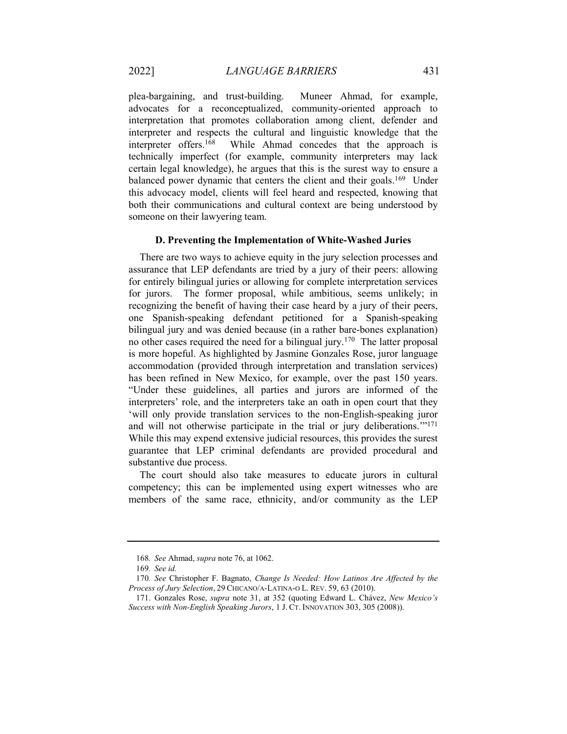plea-bargaining, and trust-building. Muneer Ahmad, for example, advocates for a reconceptualized, community-oriented approach to interpretation that promotes collaboration among client, defender and interpreter and respects the cultural and linguistic knowledge that the interpreter offers.[168] While Ahmad concedes that the approach is technically imperfect (for example, community interpreters may lack certain legal knowledge), he argues that this is the surest way to ensure a balanced power dynamic that centers the client and their goals.[169] Under this advocacy model, clients will feel heard and respected, knowing that both their communications and cultural context are being understood by someone on their lawyering team.

### D. Preventing the Implementation of White-Washed Juries

There are two ways to achieve equity in the jury selection processes and assurance that LEP defendants are tried by a jury of their peers: allowing for entirely bilingual juries or allowing for complete interpretation services for jurors. The former proposal, while ambitious, seems unlikely; in recognizing the benefit of having their case heard by a jury of their peers, one Spanish-speaking defendant petitioned for a Spanish-speaking bilingual jury and was denied because (in a rather bare-bones explanation) no other cases required the need for a bilingual jury.[170] The latter proposal is more hopeful. As highlighted by Jasmine Gonzales Rose, juror language accommodation (provided through interpretation and translation services) has been refined in New Mexico, for example, over the past 150 years. "Under these guidelines, all parties and jurors are informed of the interpreters' role, and the interpreters take an oath in open court that they 'will only provide translation services to the non-English-speaking juror and will not otherwise participate in the trial or jury deliberations.'"[171] While this may expend extensive judicial resources, this provides the surest guarantee that LEP criminal defendants are provided procedural and substantive due process.

The court should also take measures to educate jurors in cultural competency; this can be implemented using expert witnesses who are members of the same race, ethnicity, and/or community as the LEP

---

168. *See* Ahmad, *supra* note 76, at 1062.

169. *See id.*

170. *See* Christopher F. Bagnato, *Change Is Needed: How Latinos Are Affected by the Process of Jury Selection*, 29 CHICANO/A-LATINA-O L. REV. 59, 63 (2010).

171. Gonzales Rose, *supra* note 31, at 352 (quoting Edward L. Chávez, *New Mexico's Success with Non-English Speaking Jurors*, 1 J. CT. INNOVATION 303, 305 (2008)).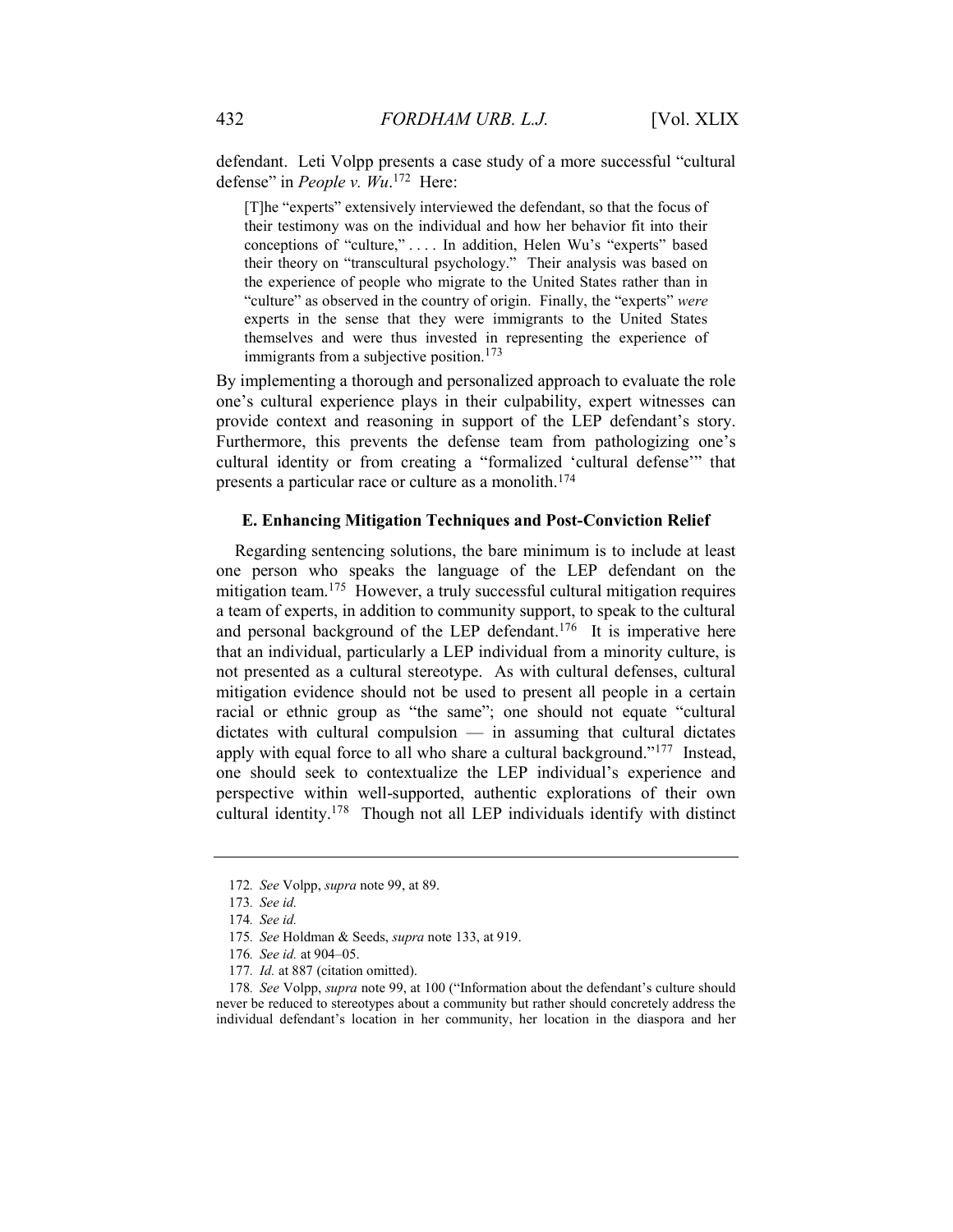defendant. Leti Volpp presents a case study of a more successful "cultural defense" in *People v. Wu*.[172] Here:

> [T]he "experts" extensively interviewed the defendant, so that the focus of their testimony was on the individual and how her behavior fit into their conceptions of "culture," . . . . In addition, Helen Wu's "experts" based their theory on "transcultural psychology." Their analysis was based on the experience of people who migrate to the United States rather than in "culture" as observed in the country of origin. Finally, the "experts" *were* experts in the sense that they were immigrants to the United States themselves and were thus invested in representing the experience of immigrants from a subjective position.[173]

By implementing a thorough and personalized approach to evaluate the role one's cultural experience plays in their culpability, expert witnesses can provide context and reasoning in support of the LEP defendant's story. Furthermore, this prevents the defense team from pathologizing one's cultural identity or from creating a "formalized 'cultural defense'" that presents a particular race or culture as a monolith.[174]

### E. Enhancing Mitigation Techniques and Post-Conviction Relief

Regarding sentencing solutions, the bare minimum is to include at least one person who speaks the language of the LEP defendant on the mitigation team.[175] However, a truly successful cultural mitigation requires a team of experts, in addition to community support, to speak to the cultural and personal background of the LEP defendant.[176] It is imperative here that an individual, particularly a LEP individual from a minority culture, is not presented as a cultural stereotype. As with cultural defenses, cultural mitigation evidence should not be used to present all people in a certain racial or ethnic group as "the same"; one should not equate "cultural dictates with cultural compulsion — in assuming that cultural dictates apply with equal force to all who share a cultural background."[177] Instead, one should seek to contextualize the LEP individual's experience and perspective within well-supported, authentic explorations of their own cultural identity.[178] Though not all LEP individuals identify with distinct

---

172. *See* Volpp, *supra* note 99, at 89.

173. *See id.*

174. *See id.*

175. *See* Holdman & Seeds, *supra* note 133, at 919.

176. *See id.* at 904–05.

177. *Id.* at 887 (citation omitted).

178. *See* Volpp, *supra* note 99, at 100 ("Information about the defendant's culture should never be reduced to stereotypes about a community but rather should concretely address the individual defendant's location in her community, her location in the diaspora and her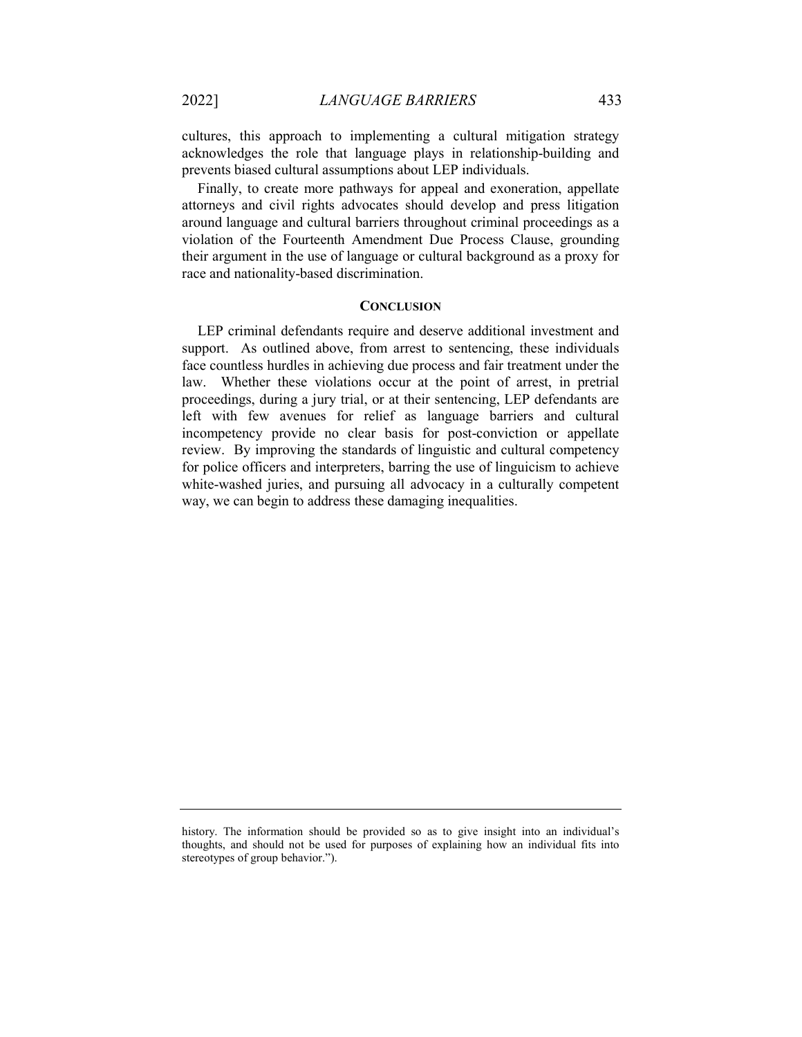cultures, this approach to implementing a cultural mitigation strategy acknowledges the role that language plays in relationship-building and prevents biased cultural assumptions about LEP individuals.

Finally, to create more pathways for appeal and exoneration, appellate attorneys and civil rights advocates should develop and press litigation around language and cultural barriers throughout criminal proceedings as a violation of the Fourteenth Amendment Due Process Clause, grounding their argument in the use of language or cultural background as a proxy for race and nationality-based discrimination.

## CONCLUSION

LEP criminal defendants require and deserve additional investment and support. As outlined above, from arrest to sentencing, these individuals face countless hurdles in achieving due process and fair treatment under the law. Whether these violations occur at the point of arrest, in pretrial proceedings, during a jury trial, or at their sentencing, LEP defendants are left with few avenues for relief as language barriers and cultural incompetency provide no clear basis for post-conviction or appellate review. By improving the standards of linguistic and cultural competency for police officers and interpreters, barring the use of linguicism to achieve white-washed juries, and pursuing all advocacy in a culturally competent way, we can begin to address these damaging inequalities.

---

history. The information should be provided so as to give insight into an individual's thoughts, and should not be used for purposes of explaining how an individual fits into stereotypes of group behavior.").